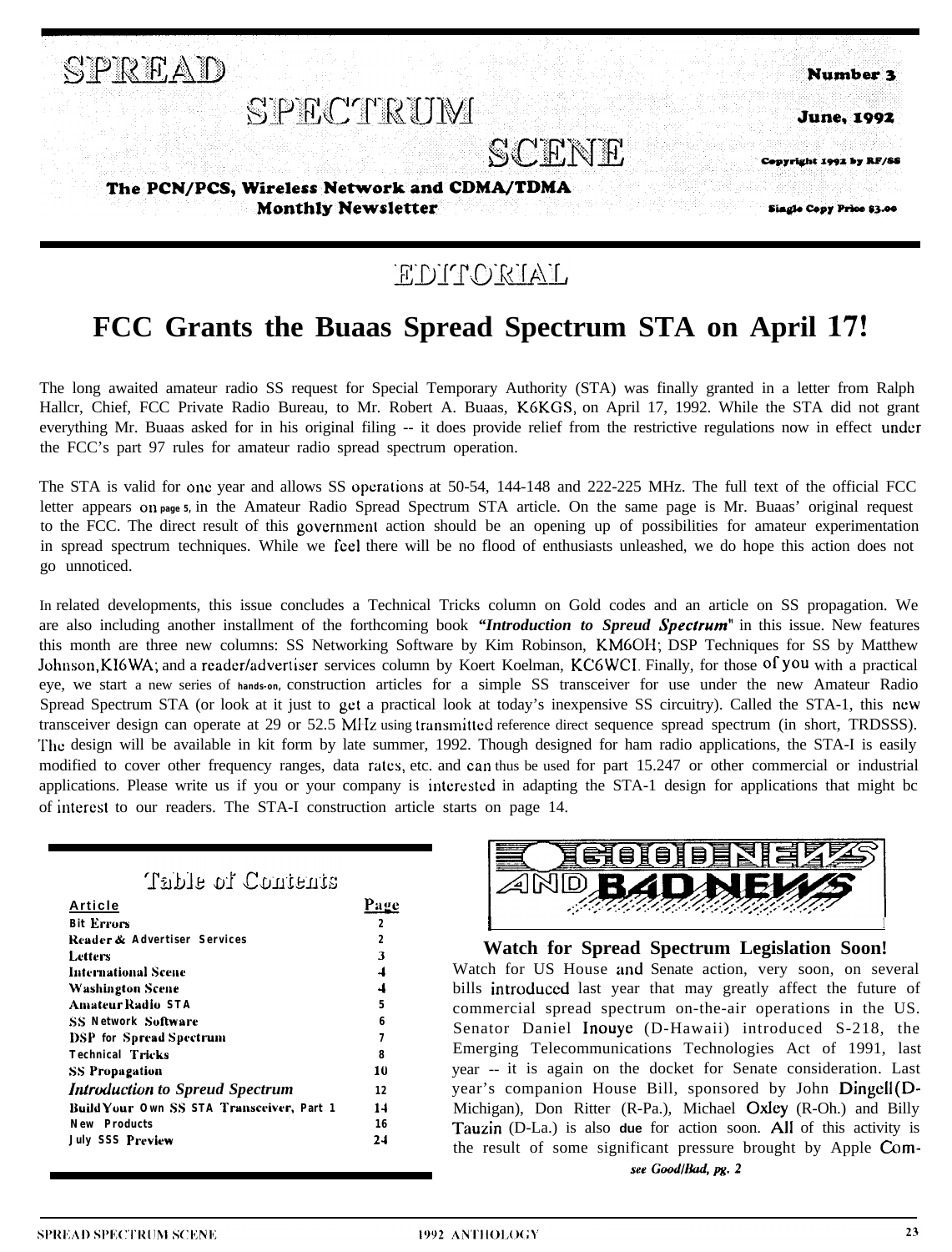# SPREAD SPECTRUM SCENE

**The PCN/PCS, Wireless Network and CDMA/TDMA Monthly Newsletter**

**Number 3**

**June, 1992**

**Copyright 1992 by RF/SS**

**Single Copy Price $3.00**

## EDITORIAL

# FCC Grants the Buaas Spread Spectrum STA on April 17!

The long awaited amateur radio SS request for Special Temporary Authority (STA) was finally granted in a letter from Ralph Hallcr, Chief, FCC Private Radio Bureau, to Mr. Robert A. Buaas, K6KGS, on April 17, 1992. While the STA did not grant everything Mr. Buaas asked for in his original filing -- it does provide relief from the restrictive regulations now in effect under the FCC's part 97 rules for amateur radio spread spectrum operation.

The STA is valid for one year and allows SS operations at 50-54, 144-148 and 222-225 MHz. The full text of the official FCC letter appears on page 5, in the Amateur Radio Spread Spectrum STA article. On the same page is Mr. Buaas' original request to the FCC. The direct result of this government action should be an opening up of possibilities for amateur experimentation in spread spectrum techniques. While we feel there will be no flood of enthusiasts unleashed, we do hope this action does not go unnoticed.

In related developments, this issue concludes a Technical Tricks column on Gold codes and an article on SS propagation. We are also including another installment of the forthcoming book ***"Introduction to Spreud Spectrum"*** in this issue. New features this month are three new columns: SS Networking Software by Kim Robinson, KM6OH; DSP Techniques for SS by Matthew Johnson, KI6WA; and a reader/advertiser services column by Koert Koelman, KC6WCI. Finally, for those of you with a practical eye, we start a new series of hands-on, construction articles for a simple SS transceiver for use under the new Amateur Radio Spread Spectrum STA (or look at it just to get a practical look at today's inexpensive SS circuitry). Called the STA-1, this new transceiver design can operate at 29 or 52.5 MHz using transmitted reference direct sequence spread spectrum (in short, TRDSSS). The design will be available in kit form by late summer, 1992. Though designed for ham radio applications, the STA-I is easily modified to cover other frequency ranges, data rates, etc. and can thus be used for part 15.247 or other commercial or industrial applications. Please write us if you or your company is interested in adapting the STA-1 design for applications that might bc of interest to our readers. The STA-I construction article starts on page 14.

## Table of Contents

| Article | Page |
|---|---|
| Bit Errors | 2 |
| Reader & Advertiser Services | 2 |
| Letters | 3 |
| International Scene | 4 |
| Washington Scene | 4 |
| Amateur Radio STA | 5 |
| SS Network Software | 6 |
| DSP for Spread Spectrum | 7 |
| Technical Tricks | 8 |
| SS Propagation | 10 |
| *Introduction to Spreud Spectrum* | 12 |
| Build Your Own SS STA Transceiver, Part 1 | 14 |
| New Products | 16 |
| July SSS Preview | 24 |

## GOOD NEWS AND BAD NEWS

### Watch for Spread Spectrum Legislation Soon!

Watch for US House and Senate action, very soon, on several bills introduced last year that may greatly affect the future of commercial spread spectrum on-the-air operations in the US. Senator Daniel Inouye (D-Hawaii) introduced S-218, the Emerging Telecommunications Technologies Act of 1991, last year -- it is again on the docket for Senate consideration. Last year's companion House Bill, sponsored by John Dingell (D-Michigan), Don Ritter (R-Pa.), Michael Oxley (R-Oh.) and Billy Tauzin (D-La.) is also due for action soon. All of this activity is the result of some significant pressure brought by Apple Com-

*see Good/Bad, pg. 2*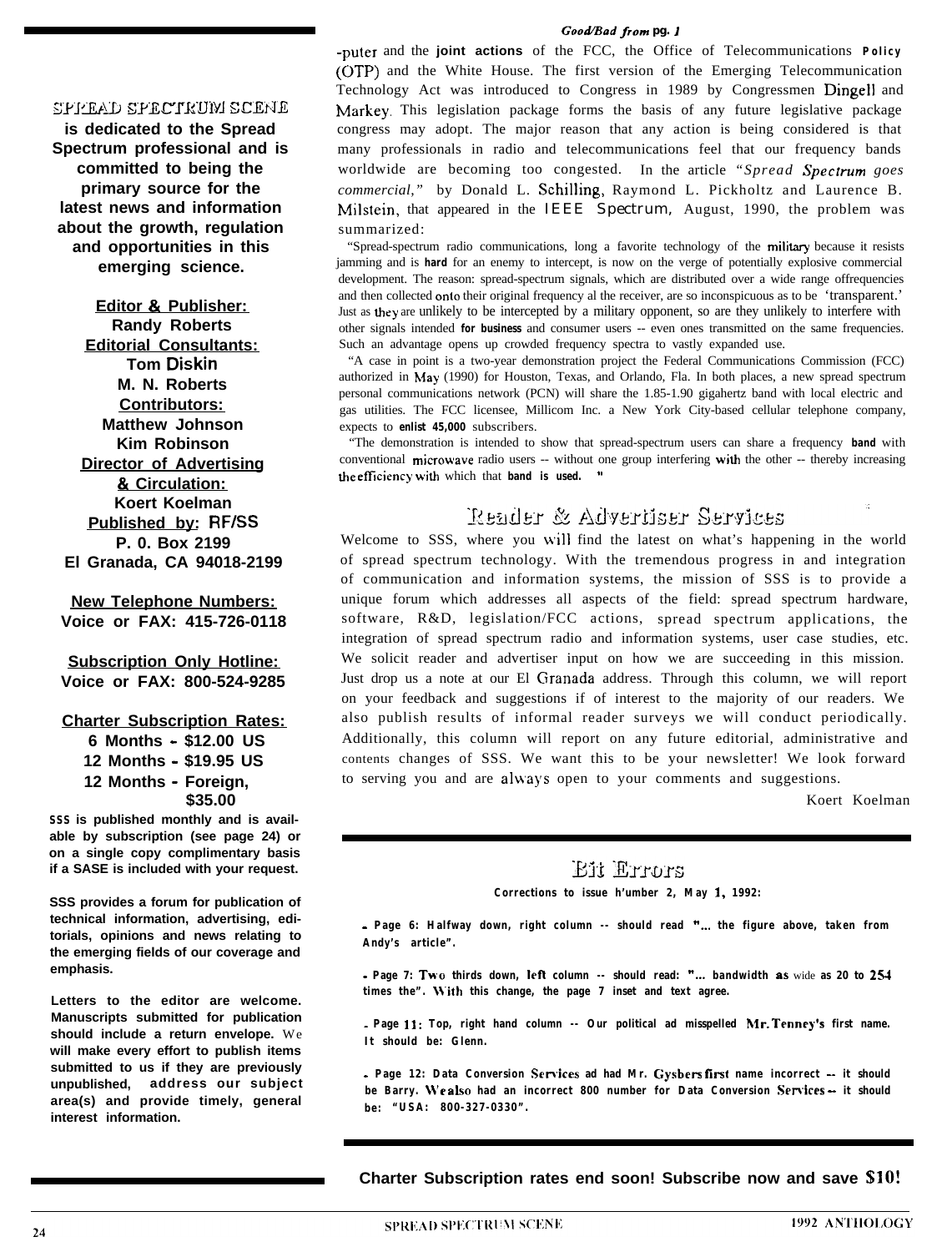SPREAD SPECTRUM SCENE **is dedicated to the Spread Spectrum professional and is committed to being the primary source for the latest news and information about the growth, regulation and opportunities in this emerging science.**

**Editor & Publisher:**
**Randy Roberts**
**Editorial Consultants:**
**Tom Diskin**
**M. N. Roberts**
**Contributors:**
**Matthew Johnson**
**Kim Robinson**
**Director of Advertising & Circulation:**
**Koert Koelman**
**Published by: RF/SS**
**P. 0. Box 2199**
**El Granada, CA 94018-2199**

**New Telephone Numbers:**
**Voice or FAX: 415-726-0118**

**Subscription Only Hotline:**
**Voice or FAX: 800-524-9285**

**Charter Subscription Rates:**
**6 Months - $12.00 US**
**12 Months - $19.95 US**
**12 Months - Foreign, $35.00**

**SSS is published monthly and is available by subscription (see page 24) or on a single copy complimentary basis if a SASE is included with your request.**

**SSS provides a forum for publication of technical information, advertising, editorials, opinions and news relating to the emerging fields of our coverage and emphasis.**

**Letters to the editor are welcome. Manuscripts submitted for publication should include a return envelope. We will make every effort to publish items submitted to us if they are previously unpublished, address our subject area(s) and provide timely, general interest information.**

*Good/Bad from pg. 1*

-puter and the **joint actions** of the FCC, the Office of Telecommunications **Policy** (OTP) and the White House. The first version of the Emerging Telecommunication Technology Act was introduced to Congress in 1989 by Congressmen Dingell and Markey. This legislation package forms the basis of any future legislative package congress may adopt. The major reason that any action is being considered is that many professionals in radio and telecommunications feel that our frequency bands worldwide are becoming too congested. In the article *"Spread Spectrum goes commercial,"* by Donald L. Schilling, Raymond L. Pickholtz and Laurence B. Milstein, that appeared in the *IEEE Spectrum,* August, 1990, the problem was summarized:

"Spread-spectrum radio communications, long a favorite technology of the military because it resists jamming and is **hard** for an enemy to intercept, is now on the verge of potentially explosive commercial development. The reason: spread-spectrum signals, which are distributed over a wide range offrequencies and then collected onto their original frequency al the receiver, are so inconspicuous as to be 'transparent.' Just as they are unlikely to be intercepted by a military opponent, so are they unlikely to interfere with other signals intended **for business** and consumer users -- even ones transmitted on the same frequencies. Such an advantage opens up crowded frequency spectra to vastly expanded use.

"A case in point is a two-year demonstration project the Federal Communications Commission (FCC) authorized in May (1990) for Houston, Texas, and Orlando, Fla. In both places, a new spread spectrum personal communications network (PCN) will share the 1.85-1.90 gigahertz band with local electric and gas utilities. The FCC licensee, Millicom Inc. a New York City-based cellular telephone company, expects to **enlist 45,000** subscribers.

"The demonstration is intended to show that spread-spectrum users can share a frequency **band** with conventional microwave radio users -- without one group interfering with the other -- thereby increasing the efficiency with which that **band is used.**"

## Reader & Advertiser Services

Welcome to SSS, where you will find the latest on what's happening in the world of spread spectrum technology. With the tremendous progress in and integration of communication and information systems, the mission of SSS is to provide a unique forum which addresses all aspects of the field: spread spectrum hardware, software, R&D, legislation/FCC actions, spread spectrum applications, the integration of spread spectrum radio and information systems, user case studies, etc. We solicit reader and advertiser input on how we are succeeding in this mission. Just drop us a note at our El Granada address. Through this column, we will report on your feedback and suggestions if of interest to the majority of our readers. We also publish results of informal reader surveys we will conduct periodically. Additionally, this column will report on any future editorial, administrative and contents changes of SSS. We want this to be your newsletter! We look forward to serving you and are always open to your comments and suggestions.

Koert Koelman

## Bit Errors

**Corrections to issue number 2, May 1, 1992:**

- **Page 6: Halfway down, right column -- should read "... the figure above, taken from Andy's article".**
- **Page 7: Two thirds down, left column -- should read: "... bandwidth as wide as 20 to 254 times the". With this change, the page 7 inset and text agree.**
- **Page 11: Top, right hand column -- Our political ad misspelled Mr. Tenney's first name. It should be: Glenn.**
- **Page 12: Data Conversion Services ad had Mr. Gysbers first name incorrect -- it should be Barry. We also had an incorrect 800 number for Data Conversion Services -- it should be: "USA: 800-327-0330".**

**Charter Subscription rates end soon! Subscribe now and save $10!**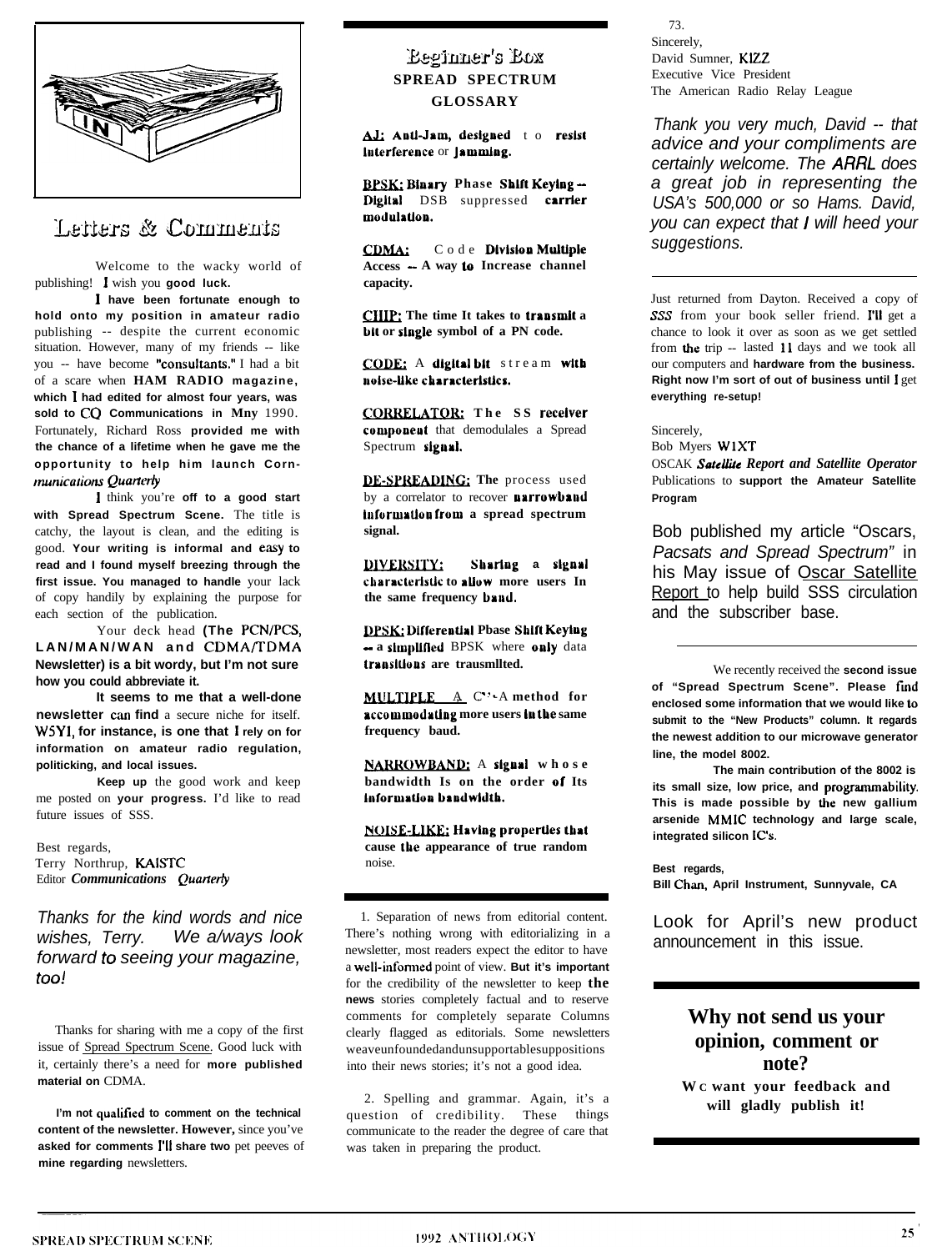## Letters & Comments

Welcome to the wacky world of publishing! I wish you **good luck.**

**I have been fortunate enough to hold onto my position in amateur radio** publishing -- despite the current economic situation. However, many of my friends -- like you -- have become "consultants." I had a bit of a scare when **HAM RADIO magazine, which I had edited for almost four years, was sold to CQ Communications in Mny** 1990. Fortunately, Richard Ross **provided me with the chance of a lifetime when he gave me the opportunity to help him launch** *Corn-munications Quarterly*

I think you're **off to a good start with Spread Spectrum Scene.** The title is catchy, the layout is clean, and the editing is good. **Your writing is informal and easy to read and I found myself breezing through the first issue. You managed to handle** your lack of copy handily by explaining the purpose for each section of the publication.

Your deck head **(The PCN/PCS, LAN/MAN/WAN and CDMA/TDMA Newsletter) is a bit wordy, but I'm not sure how you could abbreviate it.**

**It seems to me that a well-done newsletter can find** a secure niche for itself. **W5YI, for instance, is one that I rely on for information on amateur radio regulation, politicking, and local issues.**

**Keep up** the good work and keep me posted on **your progress.** I'd like to read future issues of SSS.

Best regards,
Terry Northrup, KAISTC
Editor *Communications Quarterly*

*Thanks for the kind words and nice wishes, Terry. We a/ways look forward to seeing your magazine, too!*

Thanks for sharing with me a copy of the first issue of Spread Spectrum Scene. Good luck with it, certainly there's a need for **more published material on** CDMA.

**I'm not qualified to comment on the technical content of the newsletter. However,** since you've **asked for comments I'll share two** pet peeves of **mine regarding** newsletters.

1. Separation of news from editorial content. There's nothing wrong with editorializing in a newsletter, most readers expect the editor to have a well-informed point of view. **But it's important** for the credibility of the newsletter to keep **the news** stories completely factual and to reserve comments for completely separate Columns clearly flagged as editorials. Some newsletters weaveunfoundedandunsupportablesuppositions into their news stories; it's not a good idea.

2. Spelling and grammar. Again, it's a question of credibility. These things communicate to the reader the degree of care that was taken in preparing the product.

73.
Sincerely,
David Sumner, KIZZ
Executive Vice President
The American Radio Relay League

*Thank you very much, David -- that advice and your compliments are certainly welcome. The ARRL does a great job in representing the USA's 500,000 or so Hams. David, you can expect that I will heed your suggestions.*

Just returned from Dayton. Received a copy of *SSS* from your book seller friend. I'll get a chance to look it over as soon as we get settled from the trip -- lasted 11 days and we took all our computers and **hardware from the business. Right now I'm sort of out of business until I** get **everything re-setup!**

Sincerely,
Bob Myers W1XT
OSCAK *Satellite Report and Satellite Operator* Publications to **support the Amateur Satellite Program**

Bob published my article "Oscars, *Pacsats and Spread Spectrum"* in his May issue of Oscar Satellite Report to help build SSS circulation and the subscriber base.

We recently received the **second issue of "Spread Spectrum Scene". Please find enclosed some information that we would like to submit to the "New Products" column. It regards the newest addition to our microwave generator line, the model 8002.**

**The main contribution of the 8002 is its small size, low price, and programmability. This is made possible by the new gallium arsenide MMIC technology and large scale, integrated silicon IC's.**

**Best regards,**
**Bill Chan, April Instrument, Sunnyvale, CA**

Look for April's new product announcement in this issue.

## Beginner's Box
### SPREAD SPECTRUM GLOSSARY

**AJ:** **Anti-Jam, designed** to **resist interference** or **jamming.**

**BPSK:** **Binary** Phase **Shift Keying -- Digital** DSB suppressed **carrier modulation.**

**CDMA:** Code **Division Multiple Access -- A way to Increase channel capacity.**

**CHIP:** **The time It takes to transmit a bit or single symbol of a PN code.**

**CODE:** A **digital bit** stream **with noise-like characteristics.**

**CORRELATOR:** **The SS receiver component** that demodulales a Spread Spectrum **signal.**

**DE-SPREADING:** **The** process used by a correlator to recover **narrowband information from a spread spectrum signal.**

**DIVERSITY:** **Sharing a signal characteristic to allow more users In the same frequency band.**

**DPSK:** **Differential Pbase Shift Keying -- a simplified** BPSK where **only** data **transitions are trausmllted.**

**MULTIPLE A** C''-A **method for accommodating more users in the same frequency baud.**

**NARROWBAND:** A **signal whose bandwidth Is on the order of Its information bandwidth.**

**NOISE-LIKE:** **Having properties that cause the appearance of true random** noise.

## Why not send us your opinion, comment or note?

**WC want your feedback and will gladly publish it!**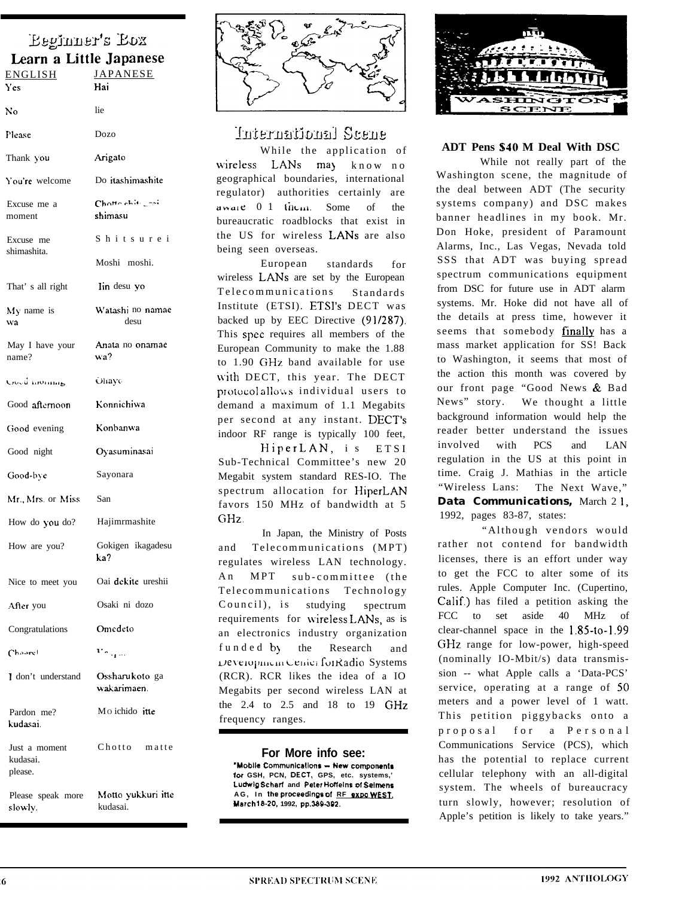## Beginner's Box

### Learn a Little Japanese

| ENGLISH | JAPANESE |
|---|---|
| Yes | Hai |
| No | Iie |
| Please | Dozo |
| Thank you | Arigato |
| You're welcome | Do itashimashite |
| Excuse me a moment | Chotto shitsurei shimasu |
| Excuse me | Shitsurei shimashita. |
| | Moshi moshi. |
| That's all right | Iin desu yo |
| My name is | Watashi no namae wa desu |
| May I have your name? | Anata no onamae wa? |
| Good morning | Ohayo |
| Good afternoon | Konnichiwa |
| Good evening | Konbanwa |
| Good night | Oyasuminasai |
| Good-bye | Sayonara |
| Mr., Mrs. or Miss | San |
| How do you do? | Hajimemashite |
| How are you? | Gokigen ikagadesu ka? |
| Nice to meet you | Oai dekite ureshii |
| After you | Osaki ni dozo |
| Congratulations | Omedeto |
| Cheers! | Kanpai |
| I don't understand | Ossharukoto ga wakarimaen. |
| Pardon me? | Mo ichido itte kudasai. |
| Just a moment please. | Chotto matte kudasai. |
| Please speak more slowly. | Motto yukkuri itte kudasai. |

## International Scene

While the application of wireless LANs may know no geographical boundaries, international regulatory authorities certainly are aware of them. Some of the bureaucratic roadblocks that exist in the US for wireless LANs are also being seen overseas.

European standards for wireless LANs are set by the European Telecommunications Standards Institute (ETSI). ETSI's DECT was backed up by EEC Directive (91/287). This spec requires all members of the European Community to make the 1.88 to 1.90 GHz band available for use with DECT, this year. The DECT protocol allows individual users to demand a maximum of 1.1 Megabits per second at any instant. DECT's indoor RF range is typically 100 feet,

HiperLAN, is ETSI Sub-Technical Committee's new 20 Megabit system standard RES-IO. The spectrum allocation for HiperLAN favors 150 MHz of bandwidth at 5 GHz.

In Japan, the Ministry of Posts and Telecommunications (MPT) regulates wireless LAN technology. An MPT sub-committee (the Telecommunications Technology Council), is studying spectrum requirements for wireless LANs, as is an electronics industry organization funded by the Research and Development Center for Radio Systems (RCR). RCR likes the idea of a IO Megabits per second wireless LAN at the 2.4 to 2.5 and 18 to 19 GHz frequency ranges.

**For More info see:**
"Mobile Communications -- New components for GSH, PCN, DECT, GPS, etc. systems," Ludwig Scharf and Peter Hoffeins of Seimens AG, In the proceedings of RF expo WEST, March 18-20, 1992, pp.389-392.

## Washington Scene

### ADT Pens $40 M Deal With DSC

While not really part of the Washington scene, the magnitude of the deal between ADT (The security systems company) and DSC makes banner headlines in my book. Mr. Don Hoke, president of Paramount Alarms, Inc., Las Vegas, Nevada told SSS that ADT was buying spread spectrum communications equipment from DSC for future use in ADT alarm systems. Mr. Hoke did not have all of the details at press time, however it seems that somebody finally has a mass market application for SS! Back to Washington, it seems that most of the action this month was covered by our front page "Good News & Bad News" story. We thought a little background information would help the reader better understand the issues involved with PCS and LAN regulation in the US at this point in time. Craig J. Mathias in the article "Wireless Lans: The Next Wave," **Data Communications,** March 21, 1992, pages 83-87, states:

"Although vendors would rather not contend for bandwidth licenses, there is an effort under way to get the FCC to alter some of its rules. Apple Computer Inc. (Cupertino, Calif.) has filed a petition asking the FCC to set aside 40 MHz of clear-channel space in the 1.85-to-1.99 GHz range for low-power, high-speed (nominally IO-Mbit/s) data transmission -- what Apple calls a 'Data-PCS' service, operating at a range of 50 meters and a power level of 1 watt. This petition piggybacks onto a proposal for a Personal Communications Service (PCS), which has the potential to replace current cellular telephony with an all-digital system. The wheels of bureaucracy turn slowly, however; resolution of Apple's petition is likely to take years."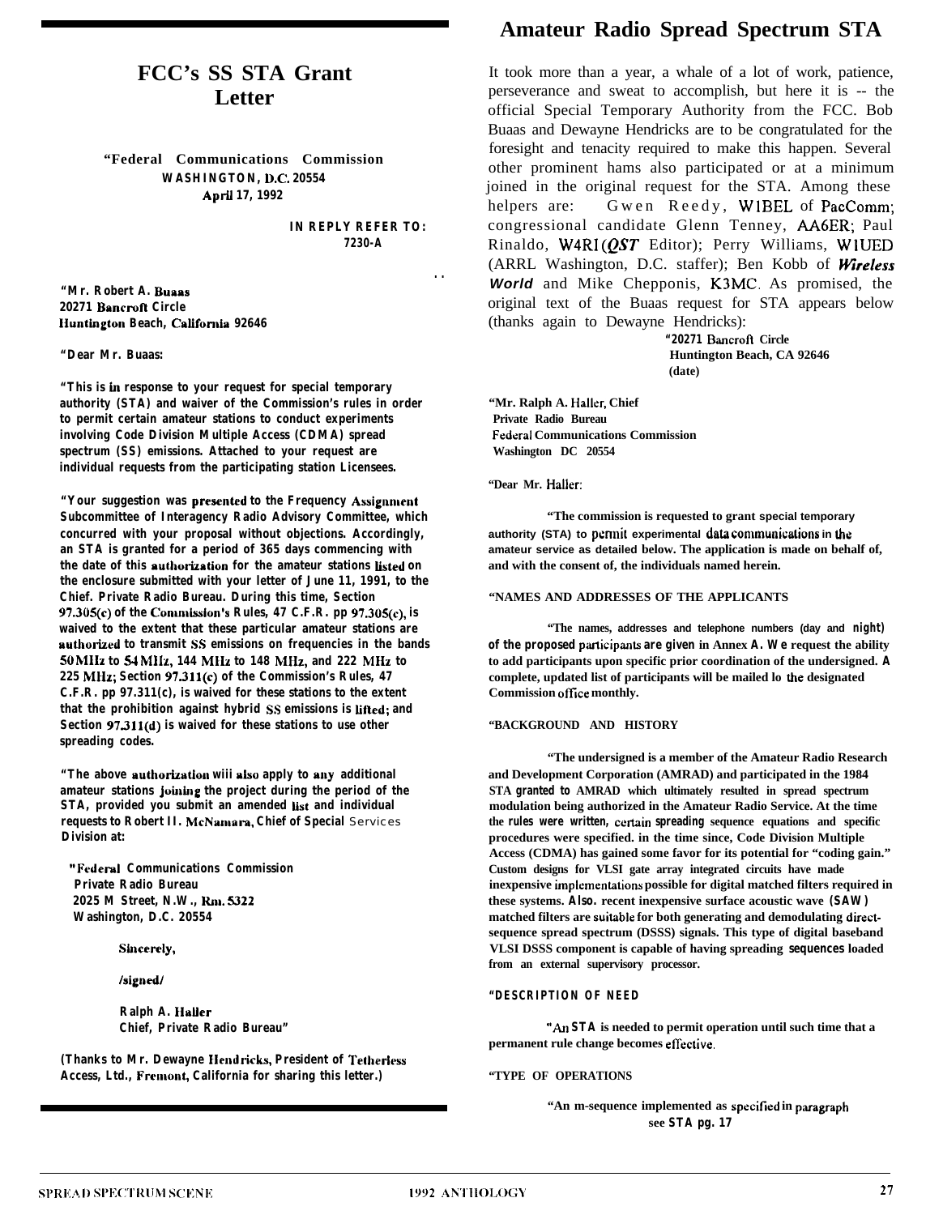## FCC's SS STA Grant Letter

"Federal Communications Commission
**WASHINGTON, D.C. 20554**
**April 17, 1992**

**IN REPLY REFER TO:**
**7230-A**

**"Mr. Robert A. Buaas**
**20271 Bancroft Circle**
**Huntington Beach, California 92646**

**"Dear Mr. Buaas:**

**"This is in response to your request for special temporary authority (STA) and waiver of the Commission's rules in order to permit certain amateur stations to conduct experiments involving Code Division Multiple Access (CDMA) spread spectrum (SS) emissions. Attached to your request are individual requests from the participating station Licensees.**

**"Your suggestion was presented to the Frequency Assignment Subcommittee of Interagency Radio Advisory Committee, which concurred with your proposal without objections. Accordingly, an STA is granted for a period of 365 days commencing with the date of this authorization for the amateur stations listed on the enclosure submitted with your letter of June 11, 1991, to the Chief. Private Radio Bureau. During this time, Section 97.305(c) of the Commission's Rules, 47 C.F.R. pp 97.305(c), is waived to the extent that these particular amateur stations are authorized to transmit SS emissions on frequencies in the bands 50 MHz to 54 MHz, 144 MHz to 148 MHz, and 222 MHz to 225 MHz; Section 97.311(c) of the Commission's Rules, 47 C.F.R. pp 97.311(c), is waived for these stations to the extent that the prohibition against hybrid SS emissions is lifted; and Section 97.311(d) is waived for these stations to use other spreading codes.**

**"The above authorization wiii also apply to any additional amateur stations joining the project during the period of the STA, provided you submit an amended list and individual requests to Robert II. McNamara, Chief of Special** Services **Division at:**

**"Federal Communications Commission**
**Private Radio Bureau**
**2025 M Street, N.W., Rm. 5322**
**Washington, D.C. 20554**

**Sincerely,**

**/signed/**

**Ralph A. Haller**
**Chief, Private Radio Bureau"**

**(Thanks to Mr. Dewayne Hendricks, President of Tetherless Access, Ltd., Fremont, California for sharing this letter.)**

## Amateur Radio Spread Spectrum STA

It took more than a year, a whale of a lot of work, patience, perseverance and sweat to accomplish, but here it is -- the official Special Temporary Authority from the FCC. Bob Buaas and Dewayne Hendricks are to be congratulated for the foresight and tenacity required to make this happen. Several other prominent hams also participated or at a minimum joined in the original request for the STA. Among these helpers are: Gwen Reedy, W1BEL of PacComm; congressional candidate Glenn Tenney, AA6ER; Paul Rinaldo, W4RI (*QST* Editor); Perry Williams, W1UED (ARRL Washington, D.C. staffer); Ben Kobb of ***Wireless World*** and Mike Chepponis, K3MC. As promised, the original text of the Buaas request for STA appears below (thanks again to Dewayne Hendricks):

**"20271 Bancroft Circle**
**Huntington Beach, CA 92646**
**(date)**

**"Mr. Ralph A. Haller, Chief**
**Private Radio Bureau**
**Federal Communications Commission**
**Washington DC 20554**

**"Dear Mr. Haller:**

**"The commission is requested to grant special temporary authority (STA) to permit experimental data communications in the amateur service as detailed below. The application is made on behalf of, and with the consent of, the individuals named herein.**

**"NAMES AND ADDRESSES OF THE APPLICANTS**

**"The names, addresses and telephone numbers (day and night) of the proposed participants are given in Annex A. We request the ability to add participants upon specific prior coordination of the undersigned. A complete, updated list of participants will be mailed lo the designated Commission office monthly.**

**"BACKGROUND AND HISTORY**

**"The undersigned is a member of the Amateur Radio Research and Development Corporation (AMRAD) and participated in the 1984 STA granted to AMRAD which ultimately resulted in spread spectrum modulation being authorized in the Amateur Radio Service. At the time the rules were written, certain spreading sequence equations and specific procedures were specified. in the time since, Code Division Multiple Access (CDMA) has gained some favor for its potential for "coding gain." Custom designs for VLSI gate array integrated circuits have made inexpensive implementations possible for digital matched filters required in these systems. Also. recent inexpensive surface acoustic wave (SAW) matched filters are suitable for both generating and demodulating direct-sequence spread spectrum (DSSS) signals. This type of digital baseband VLSI DSSS component is capable of having spreading sequences loaded from an external supervisory processor.**

**"DESCRIPTION OF NEED**

**"An STA is needed to permit operation until such time that a permanent rule change becomes effective.**

**"TYPE OF OPERATIONS**

**"An m-sequence implemented as specified in paragraph**

**see STA pg. 17**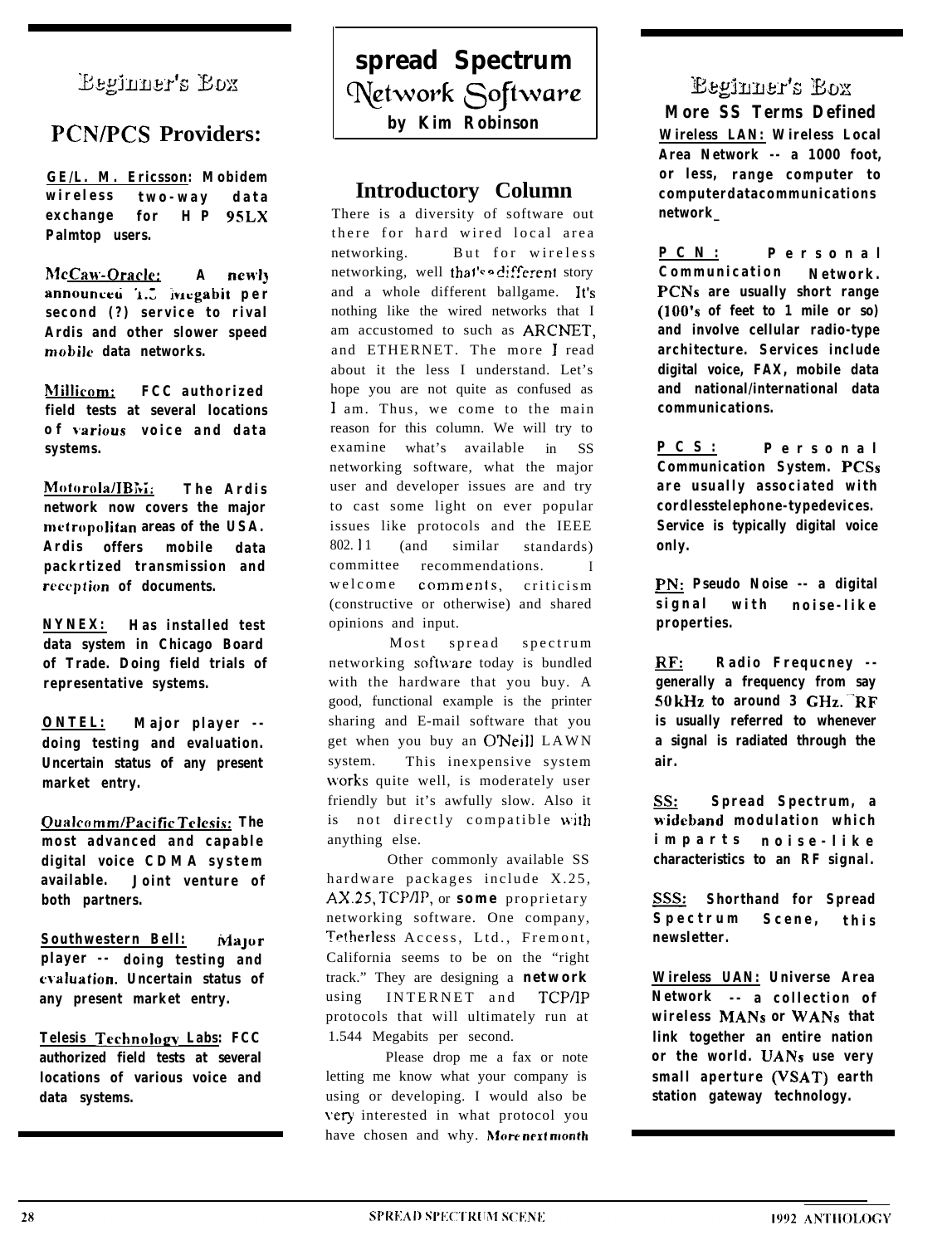## Beginner's Box

### PCN/PCS Providers:

**GE/L. M. Ericsson: Mobidem wireless two-way data exchange for HP 95LX Palmtop users.**

**McCaw-Oracle: A newly announced 1.5 Megabit per second (?) service to rival Ardis and other slower speed mobile data networks.**

**Millicom: FCC authorized field tests at several locations of various voice and data systems.**

**Motorola/IBM: The Ardis network now covers the major metropolitan areas of the USA. Ardis offers mobile data packrtized transmission and reception of documents.**

**NYNEX: Has installed test data system in Chicago Board of Trade. Doing field trials of representative systems.**

**ONTEL: Major player -- doing testing and evaluation. Uncertain status of any present market entry.**

**Qualcomm/Pacific Telesis: The most advanced and capable digital voice CDMA system available. Joint venture of both partners.**

**Southwestern Bell: Major player -- doing testing and evaluation. Uncertain status of any present market entry.**

**Telesis Technology Labs: FCC authorized field tests at several locations of various voice and data systems.**

# spread Spectrum Network Software

**by Kim Robinson**

## Introductory Column

There is a diversity of software out there for hard wired local area networking. But for wireless networking, well that's a different story and a whole different ballgame. It's nothing like the wired networks that I am accustomed to such as ARCNET, and ETHERNET. The more I read about it the less I understand. Let's hope you are not quite as confused as I am. Thus, we come to the main reason for this column. We will try to examine what's available in SS networking software, what the major user and developer issues are and try to cast some light on ever popular issues like protocols and the IEEE 802.11 (and similar standards) committee recommendations. I welcome comments, criticism (constructive or otherwise) and shared opinions and input.

Most spread spectrum networking software today is bundled with the hardware that you buy. A good, functional example is the printer sharing and E-mail software that you get when you buy an O'Neill LAWN system. This inexpensive system works quite well, is moderately user friendly but it's awfully slow. Also it is not directly compatible with anything else.

Other commonly available SS hardware packages include X.25, AX.25, TCP/IP, or **some** proprietary networking software. One company, Tetherless Access, Ltd., Fremont, California seems to be on the "right track." They are designing a **network** using INTERNET and TCP/IP protocols that will ultimately run at 1.544 Megabits per second.

Please drop me a fax or note letting me know what your company is using or developing. I would also be very interested in what protocol you have chosen and why. ***More next month***

## Beginner's Box

### More SS Terms Defined

**Wireless LAN: Wireless Local Area Network -- a 1000 foot, or less, range computer to computerdatacommunications network_**

**PCN: Personal Communication Network. PCNs are usually short range (100's of feet to 1 mile or so) and involve cellular radio-type architecture. Services include digital voice, FAX, mobile data and national/international data communications.**

**PCS: Personal Communication System. PCSs are usually associated with cordlesstelephone-typedevices. Service is typically digital voice only.**

**PN: Pseudo Noise -- a digital signal with noise-like properties.**

**RF: Radio Frequcney -- generally a frequency from say 50kHz to around 3 GHz. RF is usually referred to whenever a signal is radiated through the air.**

**SS: Spread Spectrum, a wideband modulation which imparts noise-like characteristics to an RF signal.**

**SSS: Shorthand for Spread Spectrum Scene, this newsletter.**

**Wireless UAN: Universe Area Network -- a collection of wireless MANs or WANs that link together an entire nation or the world. UANs use very small aperture (VSAT) earth station gateway technology.**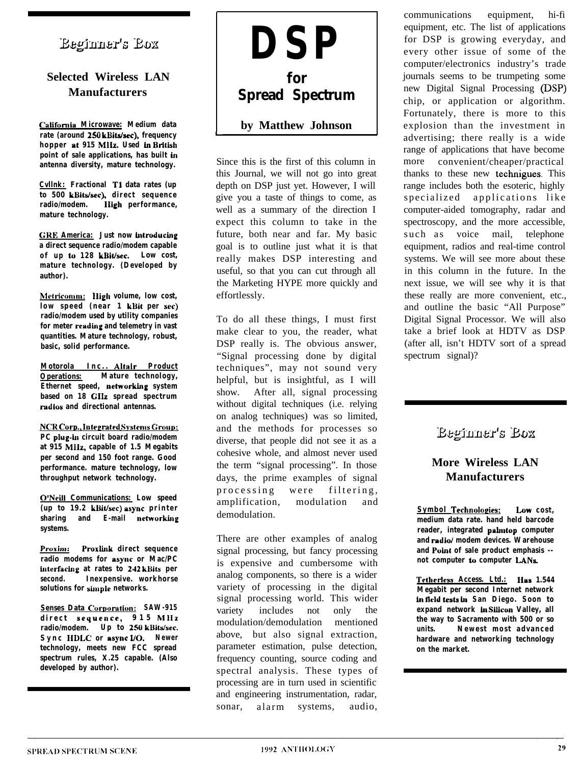## Beginner's Box

### Selected Wireless LAN Manufacturers

**California Microwave:** Medium data rate (around 250 kBits/sec), frequency hopper at 915 MHz. Used in British point of sale applications, has built in antenna diversity, mature technology.

**Cylink:** Fractional T1 data rates (up to 500 kBits/sec), direct sequence radio/modem. High performance, mature technology.

**GRE America:** Just now introducing a direct sequence radio/modem capable of up to 128 kBit/sec. Low cost, mature technology. (Developed by author).

**Metricomm:** High volume, low cost, low speed (near 1 kBit per sec) radio/modem used by utility companies for meter reading and telemetry in vast quantities. Mature technology, robust, basic, solid performance.

**Motorola Inc.. Altair Product Operations:** Mature technology, Ethernet speed, networking system based on 18 GHz spread spectrum radios and directional antennas.

**NCR Corp., Integrated Systems Group:** PC plug-in circuit board radio/modem at 915 MHz, capable of 1.5 Megabits per second and 150 foot range. Good performance. mature technology, low throughput network technology.

**O'Neill Communications:** Low speed (up to 19.2 kBit/sec) async printer sharing and E-mail networking systems.

**Proxim:** Proxlink direct sequence radio modems for async or Mac/PC interfacing at rates to 242 kBits per second. Inexpensive. workhorse solutions for simple networks.

**Senses Data Corporation:** SAW-915 direct sequence, 915 MHz radio/modem. Up to 250 kBits/sec. Sync HDLC or async I/O. Newer technology, meets new FCC spread spectrum rules, X.25 capable. (Also developed by author).

# DSP for Spread Spectrum

**by Matthew Johnson**

Since this is the first of this column in this Journal, we will not go into great depth on DSP just yet. However, I will give you a taste of things to come, as well as a summary of the direction I expect this column to take in the future, both near and far. My basic goal is to outline just what it is that really makes DSP interesting and useful, so that you can cut through all the Marketing HYPE more quickly and effortlessly.

To do all these things, I must first make clear to you, the reader, what DSP really is. The obvious answer, "Signal processing done by digital techniques", may not sound very helpful, but is insightful, as I will show. After all, signal processing without digital techniques (i.e. relying on analog techniques) was so limited, and the methods for processes so diverse, that people did not see it as a cohesive whole, and almost never used the term "signal processing". In those days, the prime examples of signal processing were filtering, amplification, modulation and demodulation.

There are other examples of analog signal processing, but fancy processing is expensive and cumbersome with analog components, so there is a wider variety of processing in the digital signal processing world. This wider variety includes not only the modulation/demodulation mentioned above, but also signal extraction, parameter estimation, pulse detection, frequency counting, source coding and spectral analysis. These types of processing are in turn used in scientific and engineering instrumentation, radar, sonar, alarm systems, audio, communications equipment, hi-fi equipment, etc. The list of applications for DSP is growing everyday, and every other issue of some of the computer/electronics industry's trade journals seems to be trumpeting some new Digital Signal Processing (DSP) chip, or application or algorithm. Fortunately, there is more to this explosion than the investment in advertising; there really is a wide range of applications that have become more convenient/cheaper/practical thanks to these new technigues. This range includes both the esoteric, highly specialized applications like computer-aided tomography, radar and spectroscopy, and the more accessible, such as voice mail, telephone equipment, radios and real-time control systems. We will see more about these in this column in the future. In the next issue, we will see why it is that these really are more convenient, etc., and outline the basic "All Purpose" Digital Signal Processor. We will also take a brief look at HDTV as DSP (after all, isn't HDTV sort of a spread spectrum signal)?

## Beginner's Box

### More Wireless LAN Manufacturers

**Symbol Technologies:** Low cost, medium data rate. hand held barcode reader, integrated palmtop computer and radio/ modem devices. Warehouse and Point of sale product emphasis -- not computer to computer LANs.

**Tetherless Access. Ltd.:** Has 1.544 Megabit per second Internet network in field tests in San Diego. Soon to expand network in Silicon Valley, all the way to Sacramento with 500 or so units. Newest most advanced hardware and networking technology on the market.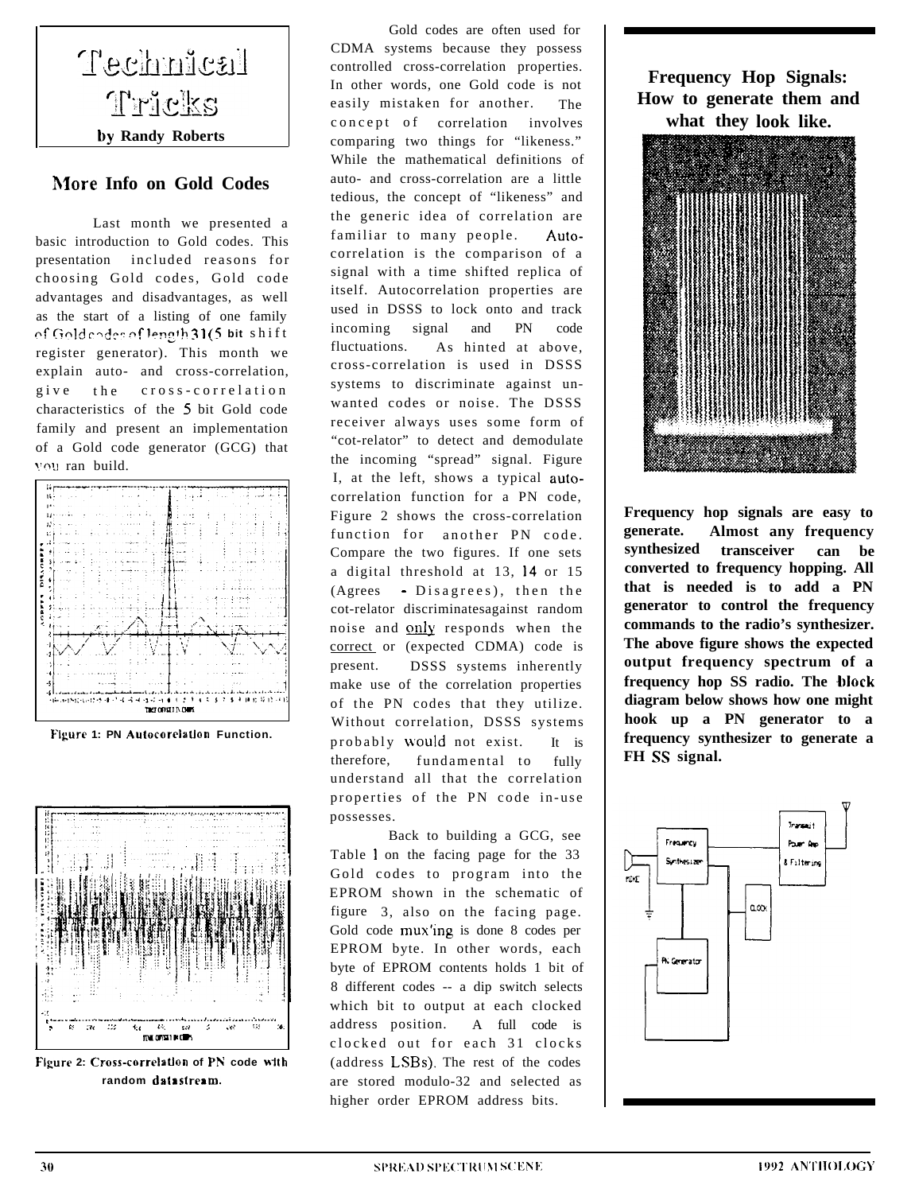# Technical Tricks

**by Randy Roberts**

## More Info on Gold Codes

Last month we presented a basic introduction to Gold codes. This presentation included reasons for choosing Gold codes, Gold code advantages and disadvantages, as well as the start of a listing of one family of Gold codes of length 31 (5 bit shift register generator). This month we explain auto- and cross-correlation, give the cross-correlation characteristics of the 5 bit Gold code family and present an implementation of a Gold code generator (GCG) that you can build.

Figure 1: PN Autocorrelation Function.

Figure 2: Cross-correlation of PN code with random datastream.

Gold codes are often used for CDMA systems because they possess controlled cross-correlation properties. In other words, one Gold code is not easily mistaken for another. The concept of correlation involves comparing two things for "likeness." While the mathematical definitions of auto- and cross-correlation are a little tedious, the concept of "likeness" and the generic idea of correlation are familiar to many people. Autocorrelation is the comparison of a signal with a time shifted replica of itself. Autocorrelation properties are used in DSSS to lock onto and track incoming signal and PN code fluctuations. As hinted at above, cross-correlation is used in DSSS systems to discriminate against unwanted codes or noise. The DSSS receiver always uses some form of "cot-relator" to detect and demodulate the incoming "spread" signal. Figure I, at the left, shows a typical autocorrelation function for a PN code, Figure 2 shows the cross-correlation function for another PN code. Compare the two figures. If one sets a digital threshold at 13, 14 or 15 (Agrees - Disagrees), then the cot-relator discriminatesagainst random noise and only responds when the correct or (expected CDMA) code is present. DSSS systems inherently make use of the correlation properties of the PN codes that they utilize. Without correlation, DSSS systems probably would not exist. It is therefore, fundamental to fully understand all that the correlation properties of the PN code in-use possesses.

Back to building a GCG, see Table 1 on the facing page for the 33 Gold codes to program into the EPROM shown in the schematic of figure 3, also on the facing page. Gold code mux'ing is done 8 codes per EPROM byte. In other words, each byte of EPROM contents holds 1 bit of 8 different codes -- a dip switch selects which bit to output at each clocked address position. A full code is clocked out for each 31 clocks (address LSBs). The rest of the codes are stored modulo-32 and selected as higher order EPROM address bits.

## Frequency Hop Signals: How to generate them and what they look like.

**Frequency hop signals are easy to generate. Almost any frequency synthesized transceiver can be converted to frequency hopping. All that is needed is to add a PN generator to control the frequency commands to the radio's synthesizer. The above figure shows the expected output frequency spectrum of a frequency hop SS radio. The block diagram below shows how one might hook up a PN generator to a frequency synthesizer to generate a FH SS signal.**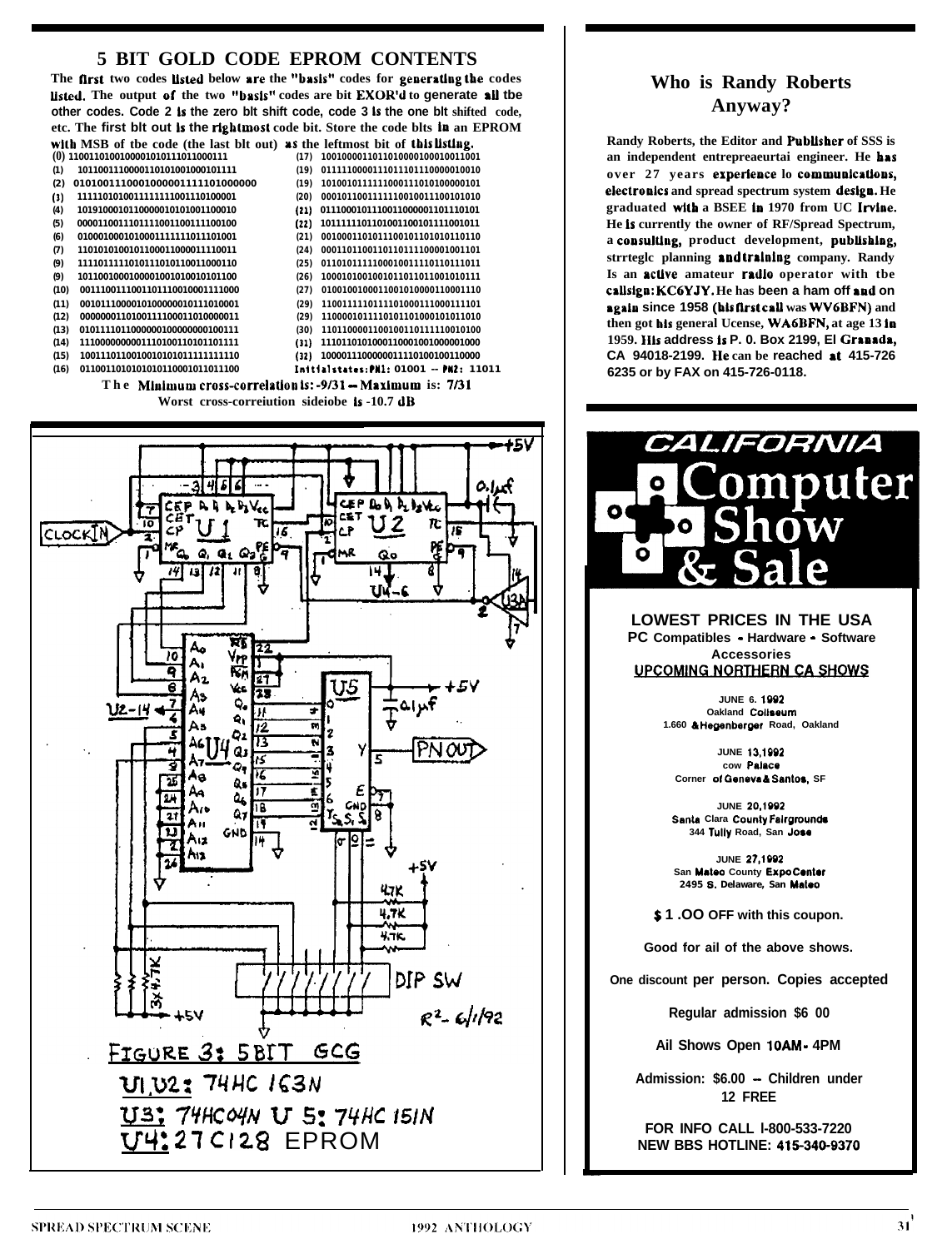## 5 BIT GOLD CODE EPROM CONTENTS

**The first two codes listed below are the "basis" codes for generating the codes listed. The output of the two "basis" codes are bit EXOR'd to generate all the other codes. Code 2 is the zero bit shift code, code 3 is the one bit shifted code, etc. The first bit out is the rightmost code bit. Store the code bits in an EPROM with MSB of the code (the last bit out) as the leftmost bit of this listing.**

| Code | Sequence | Code | Sequence |
|---|---|---|---|
| (0) | 1100110100100001010111011000111 | (17) | 1001000011011010000100010011001 |
| (1) | 1011001110000110101001000101111 | (19) | 0111110000111011101110000010010 |
| (2) | 0101001110001000001111101000000 | (19) | 1010010111111000111010100000101 |
| (3) | 1111101010011111111001101100001 | (20) | 0001011001111111001001110010101 |
| (4) | 1019100010110000010101001100010 | (21) | 0111000101110011000001101110101 |
| (5) | 0000110011101111001100111100100 | (22) | 1011111101101001100101111001011 |
| (6) | 0100010001010001111111011101001 | (21) | 0010001101011100101101010110110 |
| (7) | 1101010100101100011000011110011 | (24) | 0001101100110110111100001001101 |
| (9) | 1111011111010111010110011000110 | (25) | 0110101111100010011110110111011 |
| (9) | 1011001000100001001010010101100 | (26) | 1000101001001011011011001010111 |
| (10) | 0011100111001101110010001111000 | (27) | 0100100100011001010000110001110 |
| (11) | 0010111000010100000010111010001 | (29) | 1100111110111101000111000111101 |
| (12) | 0000000110100111100011010000011 | (29) | 1100000101111010110100010101010 |
| (13) | 0101110110000000100000000100111 | (30) | 1101100001100100110111110010100 |
| (14) | 1110000000001110100110101101111 | (31) | 1110110101000110001001000001000 |
| (15) | 1001110110010010101011111111110 | (32) | 1000011100000011110100100110000 |
| (16) | 0110011010101010110001011011100 | | Initial states: PN1: 01001 -- PN2: 11011 |

**The Minimum cross-correlation is: -9/31 -- Maximum is: 7/31**
**Worst cross-correlation sidelobe is -10.7 dB**

FIGURE 3: 5BIT GCG

U1,U2: 74HC 163N

U3: 74HC04N U5: 74HC 151N

U4: 27C128 EPROM

## Who is Randy Roberts Anyway?

**Randy Roberts, the Editor and Publisher of SSS is an independent entrepreneurial engineer. He has over 27 years experience in communications, electronics and spread spectrum system design. He graduated with a BSEE in 1970 from UC Irvine. He is currently the owner of RF/Spread Spectrum, a consulting, product development, publishing, strategic planning and training company. Randy Is an active amateur radio operator with the callsign: KC6YJY. He has been a ham off and on again since 1958 (his first call was WV6BFN) and then got his general License, WA6BFN, at age 13 in 1959. His address is P. 0. Box 2199, El Granada, CA 94018-2199. He can be reached at 415-726 6235 or by FAX on 415-726-0118.**

# CALIFORNIA Computer Show & Sale

**LOWEST PRICES IN THE USA**
**PC Compatibles - Hardware - Software Accessories**

**UPCOMING NORTHERN CA SHOWS**

**JUNE 6, 1992**
Oakland Coliseum
1.660 & Hegenberger Road, Oakland

**JUNE 13,1992**
Cow Palace
Corner of Geneva & Santos, SF

**JUNE 20,1992**
Santa Clara County Fairgrounds
344 Tully Road, San Jose

**JUNE 27,1992**
San Mateo County Expo Center
2495 S. Delaware, San Mateo

**$1.OO OFF with this coupon.**

**Good for all of the above shows.**

**One discount per person. Copies accepted**

**Regular admission $6 00**

**All Shows Open 10AM - 4PM**

**Admission: $6.00 -- Children under 12 FREE**

**FOR INFO CALL 1-800-533-7220**
**NEW BBS HOTLINE: 415-340-9370**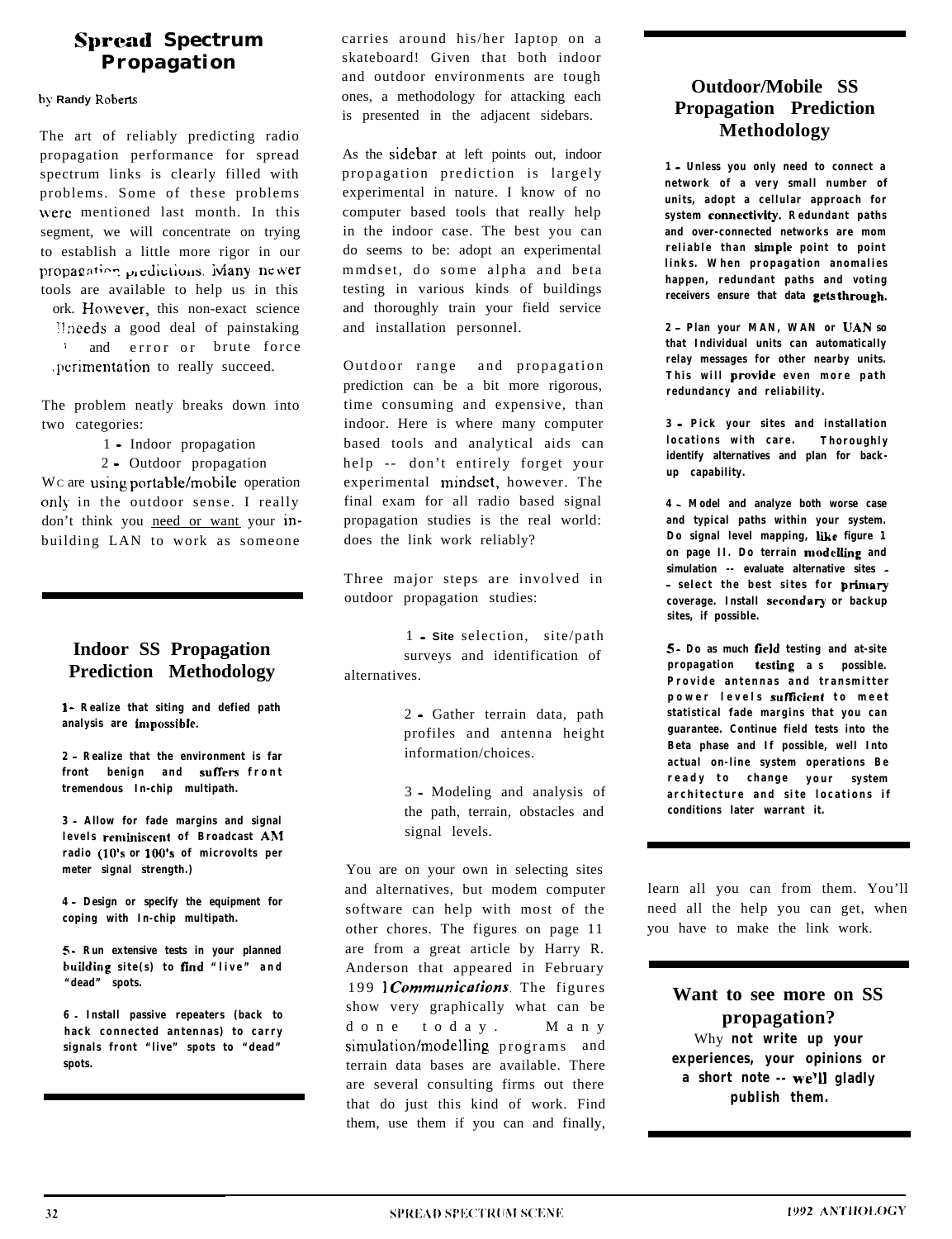# Spread Spectrum Propagation

by Randy Roberts

The art of reliably predicting radio propagation performance for spread spectrum links is clearly filled with problems. Some of these problems were mentioned last month. In this segment, we will concentrate on trying to establish a little more rigor in our propagation predictions. Many newer tools are available to help us in this ork. However, this non-exact science needs a good deal of painstaking and error or brute force perimentation to really succeed.

The problem neatly breaks down into two categories:

1 - Indoor propagation

2 - Outdoor propagation

We are using portable/mobile operation only in the outdoor sense. I really don't think you <u>need or want</u> your in-building LAN to work as someone carries around his/her laptop on a skateboard! Given that both indoor and outdoor environments are tough ones, a methodology for attacking each is presented in the adjacent sidebars.

As the sidebar at left points out, indoor propagation prediction is largely experimental in nature. I know of no computer based tools that really help in the indoor case. The best you can do seems to be: adopt an experimental mmdset, do some alpha and beta testing in various kinds of buildings and thoroughly train your field service and installation personnel.

Outdoor range and propagation prediction can be a bit more rigorous, time consuming and expensive, than indoor. Here is where many computer based tools and analytical aids can help -- don't entirely forget your experimental mindset, however. The final exam for all radio based signal propagation studies is the real world: does the link work reliably?

Three major steps are involved in outdoor propagation studies:

1 - Site selection, site/path surveys and identification of alternatives.

2 - Gather terrain data, path profiles and antenna height information/choices.

3 - Modeling and analysis of the path, terrain, obstacles and signal levels.

You are on your own in selecting sites and alternatives, but modem computer software can help with most of the other chores. The figures on page 11 are from a great article by Harry R. Anderson that appeared in February 1991 *Communications*. The figures show very graphically what can be done today. Many simulation/modelling programs and terrain data bases are available. There are several consulting firms out there that do just this kind of work. Find them, use them if you can and finally, learn all you can from them. You'll need all the help you can get, when you have to make the link work.

## Indoor SS Propagation Prediction Methodology

**1- Realize that siting and defied path analysis are impossible.**

**2 - Realize that the environment is far front benign and suffers front tremendous In-chip multipath.**

**3 - Allow for fade margins and signal levels reminiscent of Broadcast AM radio (10's or 100's of microvolts per meter signal strength.)**

**4 - Design or specify the equipment for coping with In-chip multipath.**

**5- Run extensive tests in your planned building site(s) to find "live" and "dead" spots.**

**6 - Install passive repeaters (back to hack connected antennas) to carry signals front "live" spots to "dead" spots.**

## Outdoor/Mobile SS Propagation Prediction Methodology

**1 - Unless you only need to connect a network of a very small number of units, adopt a cellular approach for system connectivity. Redundant paths and over-connected networks are mom reliable than simple point to point links. When propagation anomalies happen, redundant paths and voting receivers ensure that data gets through.**

**2 - Plan your MAN, WAN or UAN so that Individual units can automatically relay messages for other nearby units. This will provide even more path redundancy and reliability.**

**3 - Pick your sites and installation locations with care. Thoroughly identify alternatives and plan for back-up capability.**

**4 - Model and analyze both worse case and typical paths within your system. Do signal level mapping, like figure 1 on page II. Do terrain modelling and simulation -- evaluate alternative sites - - select the best sites for primary coverage. Install secondary or backup sites, if possible.**

**5- Do as much field testing and at-site propagation testing as possible. Provide antennas and transmitter power levels sufficient to meet statistical fade margins that you can guarantee. Continue field tests into the Beta phase and If possible, well Into actual on-line system operations Be ready to change your system architecture and site locations if conditions later warrant it.**

## Want to see more on SS propagation?

Why **not write up your experiences, your opinions or a short note -- we'll gladly publish them.**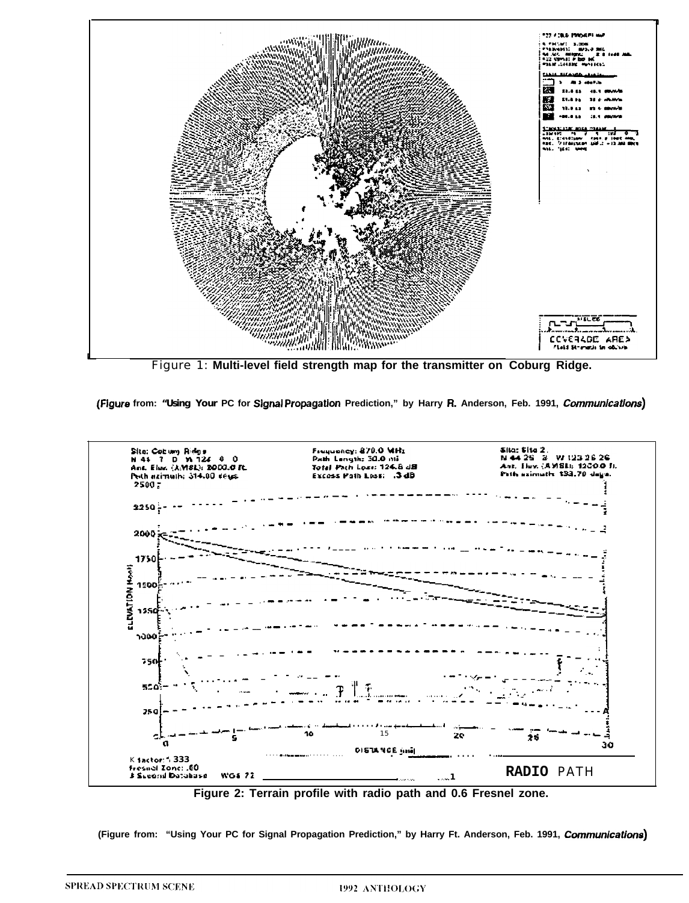Figure 1: **Multi-level field strength map for the transmitter on Coburg Ridge.**

**(Figure from: "Using Your PC for Signal Propagation Prediction," by Harry R. Anderson, Feb. 1991, *Communications*)**

**Figure 2: Terrain profile with radio path and 0.6 Fresnel zone.**

**(Figure from: "Using Your PC for Signal Propagation Prediction," by Harry Ft. Anderson, Feb. 1991, *Communications*)**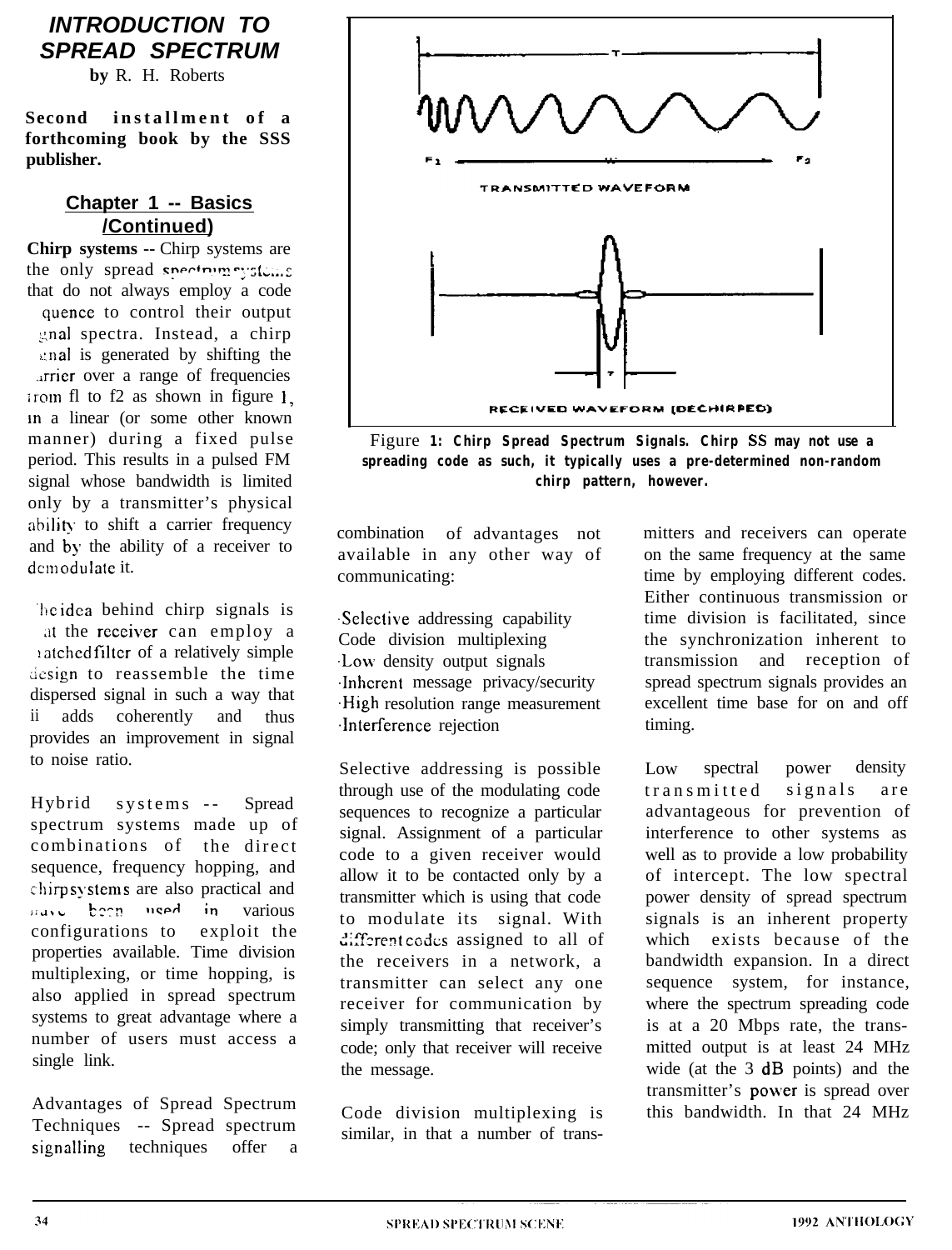# INTRODUCTION TO SPREAD SPECTRUM

**by** R. H. Roberts

**Second installment of a forthcoming book by the SSS publisher.**

## Chapter 1 -- Basics (Continued)

**Chirp systems** -- Chirp systems are the only spread spectrum systems that do not always employ a code sequence to control their output signal spectra. Instead, a chirp signal is generated by shifting the carrier over a range of frequencies from f1 to f2 as shown in figure 1, in a linear (or some other known manner) during a fixed pulse period. This results in a pulsed FM signal whose bandwidth is limited only by a transmitter's physical ability to shift a carrier frequency and by the ability of a receiver to demodulate it.

The idea behind chirp signals is that the receiver can employ a matched filter of a relatively simple design to reassemble the time dispersed signal in such a way that it adds coherently and thus provides an improvement in signal to noise ratio.

Hybrid systems -- Spread spectrum systems made up of combinations of the direct sequence, frequency hopping, and chirp systems are also practical and have been used in various configurations to exploit the properties available. Time division multiplexing, or time hopping, is also applied in spread spectrum systems to great advantage where a number of users must access a single link.

Advantages of Spread Spectrum Techniques -- Spread spectrum signalling techniques offer a combination of advantages not available in any other way of communicating:

- Selective addressing capability
- Code division multiplexing
- Low density output signals
- Inherent message privacy/security
- High resolution range measurement
- Interference rejection

Figure 1: Chirp Spread Spectrum Signals. Chirp SS may not use a spreading code as such, it typically uses a pre-determined non-random chirp pattern, however.

Selective addressing is possible through use of the modulating code sequences to recognize a particular signal. Assignment of a particular code to a given receiver would allow it to be contacted only by a transmitter which is using that code to modulate its signal. With different codes assigned to all of the receivers in a network, a transmitter can select any one receiver for communication by simply transmitting that receiver's code; only that receiver will receive the message.

Code division multiplexing is similar, in that a number of transmitters and receivers can operate on the same frequency at the same time by employing different codes. Either continuous transmission or time division is facilitated, since the synchronization inherent to transmission and reception of spread spectrum signals provides an excellent time base for on and off timing.

Low spectral power density transmitted signals are advantageous for prevention of interference to other systems as well as to provide a low probability of intercept. The low spectral power density of spread spectrum signals is an inherent property which exists because of the bandwidth expansion. In a direct sequence system, for instance, where the spectrum spreading code is at a 20 Mbps rate, the transmitted output is at least 24 MHz wide (at the 3 dB points) and the transmitter's power is spread over this bandwidth. In that 24 MHz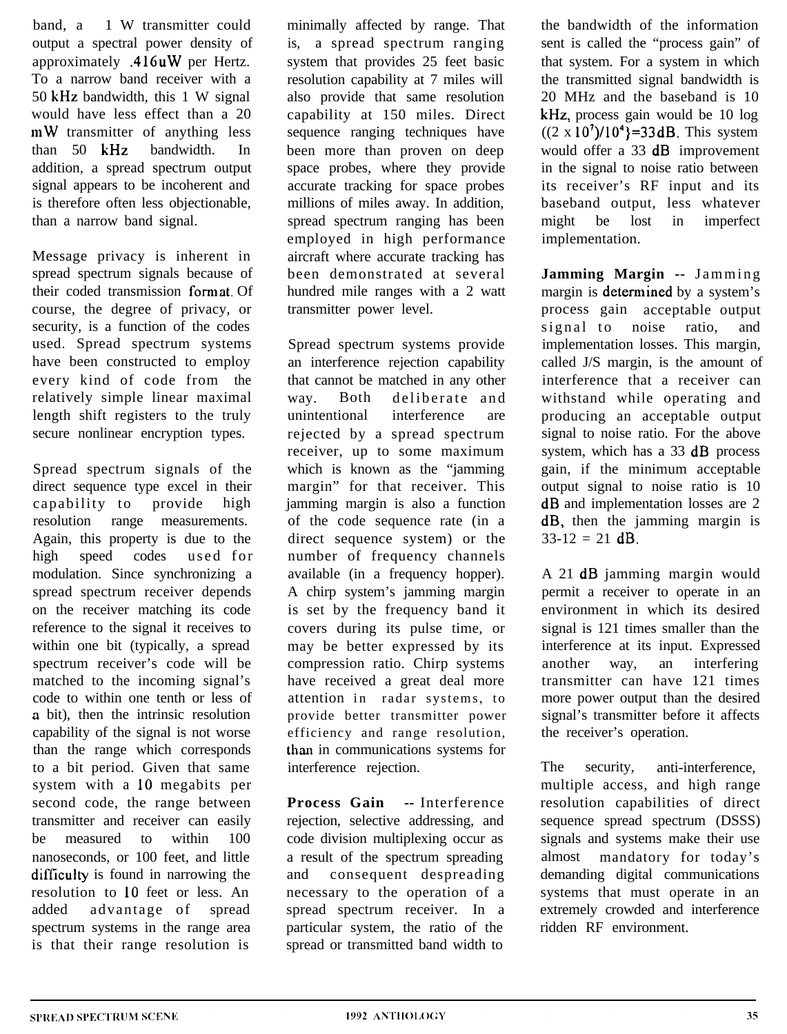band, a 1 W transmitter could output a spectral power density of approximately .416uW per Hertz. To a narrow band receiver with a 50 kHz bandwidth, this 1 W signal would have less effect than a 20 mW transmitter of anything less than 50 kHz bandwidth. In addition, a spread spectrum output signal appears to be incoherent and is therefore often less objectionable, than a narrow band signal.

Message privacy is inherent in spread spectrum signals because of their coded transmission format. Of course, the degree of privacy, or security, is a function of the codes used. Spread spectrum systems have been constructed to employ every kind of code from the relatively simple linear maximal length shift registers to the truly secure nonlinear encryption types.

Spread spectrum signals of the direct sequence type excel in their capability to provide high resolution range measurements. Again, this property is due to the high speed codes used for modulation. Since synchronizing a spread spectrum receiver depends on the receiver matching its code reference to the signal it receives to within one bit (typically, a spread spectrum receiver's code will be matched to the incoming signal's code to within one tenth or less of a bit), then the intrinsic resolution capability of the signal is not worse than the range which corresponds to a bit period. Given that same system with a 10 megabits per second code, the range between transmitter and receiver can easily be measured to within 100 nanoseconds, or 100 feet, and little difficulty is found in narrowing the resolution to 10 feet or less. An added advantage of spread spectrum systems in the range area is that their range resolution is minimally affected by range. That is, a spread spectrum ranging system that provides 25 feet basic resolution capability at 7 miles will also provide that same resolution capability at 150 miles. Direct sequence ranging techniques have been more than proven on deep space probes, where they provide accurate tracking for space probes millions of miles away. In addition, spread spectrum ranging has been employed in high performance aircraft where accurate tracking has been demonstrated at several hundred mile ranges with a 2 watt transmitter power level.

Spread spectrum systems provide an interference rejection capability that cannot be matched in any other way. Both deliberate and unintentional interference are rejected by a spread spectrum receiver, up to some maximum which is known as the "jamming margin" for that receiver. This jamming margin is also a function of the code sequence rate (in a direct sequence system) or the number of frequency channels available (in a frequency hopper). A chirp system's jamming margin is set by the frequency band it covers during its pulse time, or may be better expressed by its compression ratio. Chirp systems have received a great deal more attention in radar systems, to provide better transmitter power efficiency and range resolution, than in communications systems for interference rejection.

**Process Gain** -- Interference rejection, selective addressing, and code division multiplexing occur as a result of the spectrum spreading and consequent despreading necessary to the operation of a spread spectrum receiver. In a particular system, the ratio of the spread or transmitted band width to the bandwidth of the information sent is called the "process gain" of that system. For a system in which the transmitted signal bandwidth is 20 MHz and the baseband is 10 kHz, process gain would be 10 log $((2 \times 10^7)/10^4)=33\,dB$. This system would offer a 33 dB improvement in the signal to noise ratio between its receiver's RF input and its baseband output, less whatever might be lost in imperfect implementation.

**Jamming Margin** -- Jamming margin is determined by a system's process gain acceptable output signal to noise ratio, and implementation losses. This margin, called J/S margin, is the amount of interference that a receiver can withstand while operating and producing an acceptable output signal to noise ratio. For the above system, which has a 33 dB process gain, if the minimum acceptable output signal to noise ratio is 10 dB and implementation losses are 2 dB, then the jamming margin is 33-12 = 21 dB.

A 21 dB jamming margin would permit a receiver to operate in an environment in which its desired signal is 121 times smaller than the interference at its input. Expressed another way, an interfering transmitter can have 121 times more power output than the desired signal's transmitter before it affects the receiver's operation.

The security, anti-interference, multiple access, and high range resolution capabilities of direct sequence spread spectrum (DSSS) signals and systems make their use almost mandatory for today's demanding digital communications systems that must operate in an extremely crowded and interference ridden RF environment.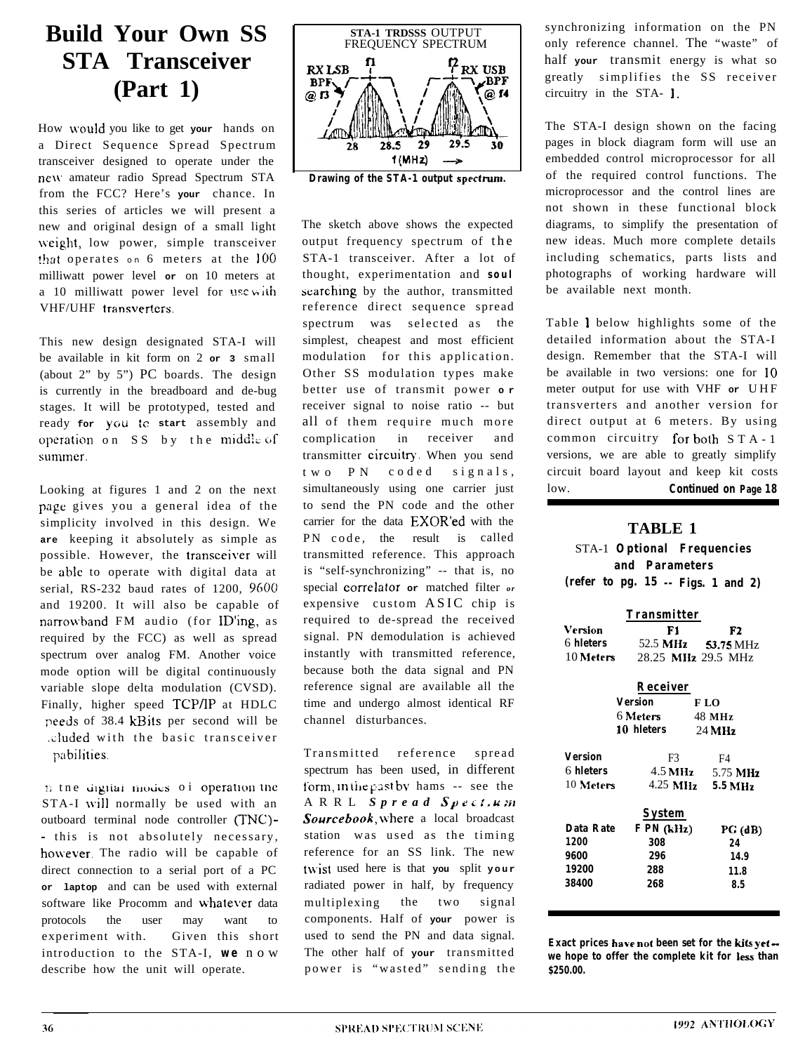# Build Your Own SS STA Transceiver (Part 1)

How would you like to get your hands on a Direct Sequence Spread Spectrum transceiver designed to operate under the new amateur radio Spread Spectrum STA from the FCC? Here's your chance. In this series of articles we will present a new and original design of a small light weight, low power, simple transceiver that operates on 6 meters at the 100 milliwatt power level or on 10 meters at a 10 milliwatt power level for use with VHF/UHF transverters.

This new design designated STA-I will be available in kit form on 2 or 3 small (about 2" by 5") PC boards. The design is currently in the breadboard and de-bug stages. It will be prototyped, tested and ready for you to start assembly and operation on SS by the middle of summer.

Looking at figures 1 and 2 on the next page gives you a general idea of the simplicity involved in this design. We are keeping it absolutely as simple as possible. However, the transceiver will be able to operate with digital data at serial, RS-232 baud rates of 1200, 9600 and 19200. It will also be capable of narrowband FM audio (for ID'ing, as required by the FCC) as well as spread spectrum over analog FM. Another voice mode option will be digital continuously variable slope delta modulation (CVSD). Finally, higher speed TCP/IP at HDLC speeds of 38.4 kBits per second will be included with the basic transceiver capabilities.

In the digital modes of operation the STA-I will normally be used with an outboard terminal node controller (TNC)- - this is not absolutely necessary, however. The radio will be capable of direct connection to a serial port of a PC or laptop and can be used with external software like Procomm and whatever data protocols the user may want to experiment with. Given this short introduction to the STA-I, we now describe how the unit will operate.

**STA-1 TRDSSS OUTPUT FREQUENCY SPECTRUM**

*Drawing of the STA-1 output spectrum.*

The sketch above shows the expected output frequency spectrum of the STA-1 transceiver. After a lot of thought, experimentation and soul searching by the author, transmitted reference direct sequence spread spectrum was selected as the simplest, cheapest and most efficient modulation for this application. Other SS modulation types make better use of transmit power or receiver signal to noise ratio -- but all of them require much more complication in receiver and transmitter circuitry. When you send two PN coded signals, simultaneously using one carrier just to send the PN code and the other carrier for the data EXOR'ed with the PN code, the result is called transmitted reference. This approach is "self-synchronizing" -- that is, no special correlator or matched filter or expensive custom ASIC chip is required to de-spread the received signal. PN demodulation is achieved instantly with transmitted reference, because both the data signal and PN reference signal are available all the time and undergo almost identical RF channel disturbances.

Transmitted reference spread spectrum has been used, in different form, in the past by hams -- see the ARRL *Spread Spectrum Sourcebook*, where a local broadcast station was used as the timing reference for an SS link. The new twist used here is that you split your radiated power in half, by frequency multiplexing the two signal components. Half of your power is used to send the PN and data signal. The other half of your transmitted power is "wasted" sending the synchronizing information on the PN only reference channel. The "waste" of half your transmit energy is what so greatly simplifies the SS receiver circuitry in the STA-1.

The STA-I design shown on the facing pages in block diagram form will use an embedded control microprocessor for all of the required control functions. The microprocessor and the control lines are not shown in these functional block diagrams, to simplify the presentation of new ideas. Much more complete details including schematics, parts lists and photographs of working hardware will be available next month.

Table 1 below highlights some of the detailed information about the STA-I design. Remember that the STA-I will be available in two versions: one for 10 meter output for use with VHF or UHF transverters and another version for direct output at 6 meters. By using common circuitry for both STA-1 versions, we are able to greatly simplify circuit board layout and keep kit costs low. **Continued on Page 18**

## TABLE 1

STA-1 **Optional Frequencies and Parameters**
**(refer to pg. 15 -- Figs. 1 and 2)**

**Transmitter**

| Version | F1 | F2 |
|---|---|---|
| 6 Meters | 52.5 MHz | 53.75 MHz |
| 10 Meters | 28.25 MHz | 29.5 MHz |

**Receiver**

| Version | F LO |
|---|---|
| 6 Meters | 48 MHz |
| 10 Meters | 24 MHz |

| Version | F3 | F4 |
|---|---|---|
| 6 Meters | 4.5 MHz | 5.75 MHz |
| 10 Meters | 4.25 MHz | 5.5 MHz |

**System**

| Data Rate | F PN (kHz) | PG (dB) |
|---|---|---|
| 1200 | 308 | 24 |
| 9600 | 296 | 14.9 |
| 19200 | 288 | 11.8 |
| 38400 | 268 | 8.5 |

**Exact prices have not been set for the kits yet -- we hope to offer the complete kit for less than $250.00.**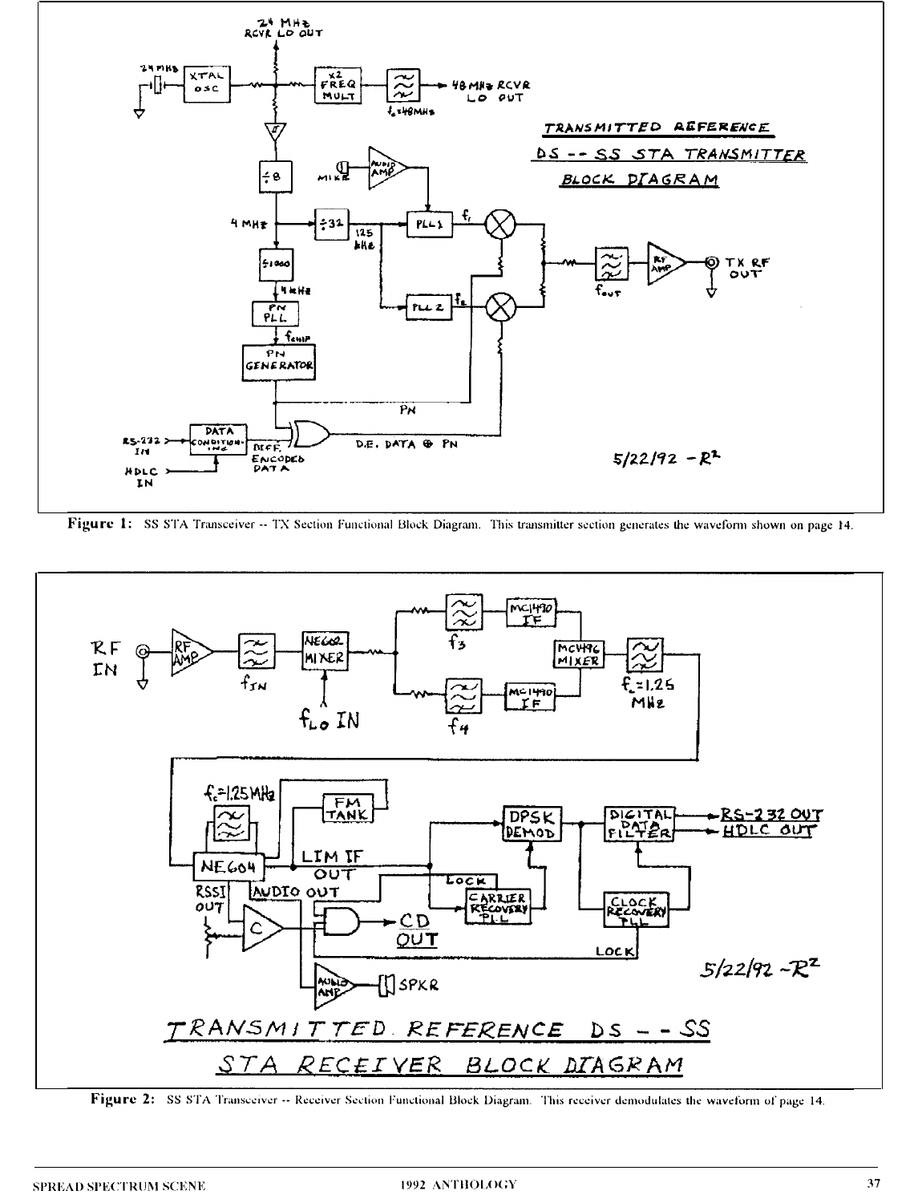Figure 1: SS STA Transceiver -- TX Section Functional Block Diagram. This transmitter section generates the waveform shown on page 14.

Figure 2: SS STA Transceiver -- Receiver Section Functional Block Diagram. This receiver demodulates the waveform of page 14.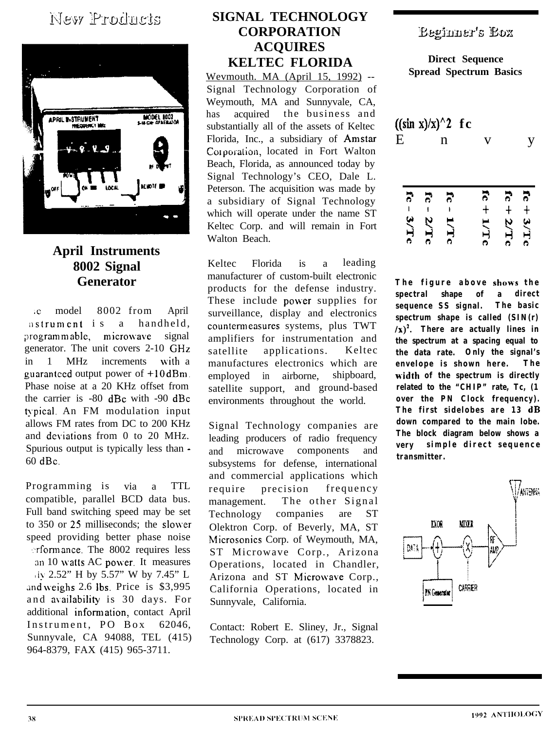# New Products

## April Instruments 8002 Signal Generator

The model 8002 from April Instrument is a handheld, programmable, microwave signal generator. The unit covers 2-10 GHz in 1 MHz increments with a guaranteed output power of +10dBm. Phase noise at a 20 KHz offset from the carrier is -80 dBc with -90 dBc typical. An FM modulation input allows FM rates from DC to 200 KHz and deviations from 0 to 20 MHz. Spurious output is typically less than -60 dBc.

Programming is via a TTL compatible, parallel BCD data bus. Full band switching speed may be set to 350 or 25 milliseconds; the slower speed providing better phase noise performance. The 8002 requires less than 10 watts AC power. It measures only 2.52" H by 5.57" W by 7.45" L and weighs 2.6 lbs. Price is $3,995 and availability is 30 days. For additional information, contact April Instrument, PO Box 62046, Sunnyvale, CA 94088, TEL (415) 964-8379, FAX (415) 965-3711.

## SIGNAL TECHNOLOGY CORPORATION ACQUIRES KELTEC FLORIDA

Wevmouth. MA (April 15, 1992) -- Signal Technology Corporation of Weymouth, MA and Sunnyvale, CA, has acquired the business and substantially all of the assets of Keltec Florida, Inc., a subsidiary of Amstar Corporation, located in Fort Walton Beach, Florida, as announced today by Signal Technology's CEO, Dale L. Peterson. The acquisition was made by a subsidiary of Signal Technology which will operate under the name ST Keltec Corp. and will remain in Fort Walton Beach.

Keltec Florida is a leading manufacturer of custom-built electronic products for the defense industry. These include power supplies for surveillance, display and electronics countermeasures systems, plus TWT amplifiers for instrumentation and satellite applications. Keltec manufactures electronics which are employed in airborne, shipboard, satellite support, and ground-based environments throughout the world.

Signal Technology companies are leading producers of radio frequency and microwave components and subsystems for defense, international and commercial applications which require precision frequency management. The other Signal Technology companies are ST Olektron Corp. of Beverly, MA, ST Microsonics Corp. of Weymouth, MA, ST Microwave Corp., Arizona Operations, located in Chandler, Arizona and ST Microwave Corp., California Operations, located in Sunnyvale, California.

Contact: Robert E. Sliney, Jr., Signal Technology Corp. at (617) 3378823.

# Beginner's Box

### Direct Sequence Spread Spectrum Basics

$((\sin x)/x)^2$ fc

Envy

fc - 3/Tc, fc - 2/Tc, fc - 1/Tc, fc + 1/Tc, fc + 2/Tc, fc + 3/Tc

**The figure above shows the spectral shape of a direct sequence SS signal. The basic spectrum shape is called $(SIN(x)/x)^2$. There are actually lines in the spectrum at a spacing equal to the data rate. Only the signal's envelope is shown here. The width of the spectrum is directly related to the "CHIP" rate, Tc, (1 over the PN Clock frequency). The first sidelobes are 13 dB down compared to the main lobe. The block diagram below shows a very simple direct sequence transmitter.**

DATA, EXOR, MIXER, RF AMP, ANTENNA, PN Generator, CARRIER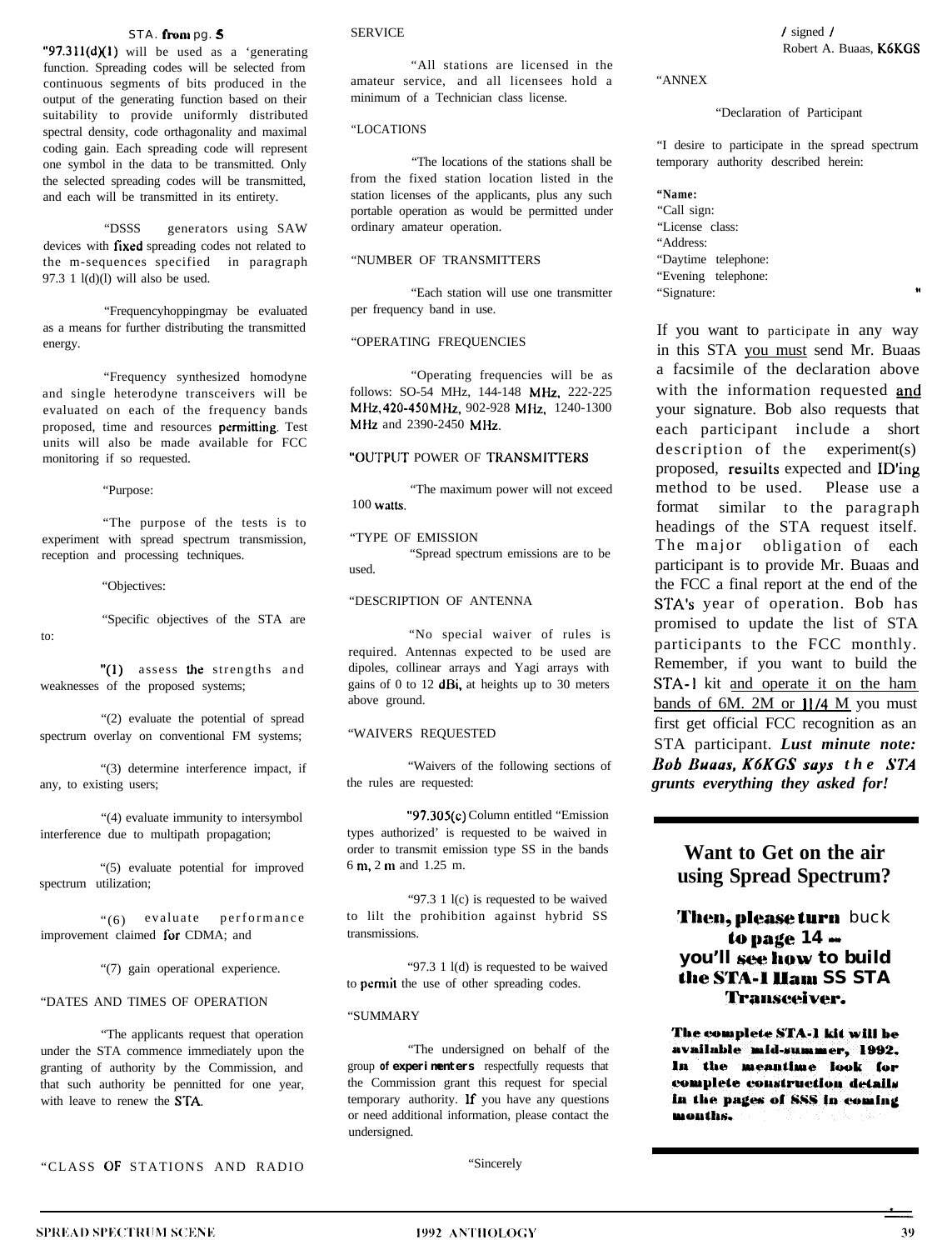STA. from pg. 5

"97.311(d)(1) will be used as a 'generating function. Spreading codes will be selected from continuous segments of bits produced in the output of the generating function based on their suitability to provide uniformly distributed spectral density, code orthagonality and maximal coding gain. Each spreading code will represent one symbol in the data to be transmitted. Only the selected spreading codes will be transmitted, and each will be transmitted in its entirety.

"DSSS generators using SAW devices with fixed spreading codes not related to the m-sequences specified in paragraph 97.3 1 l(d)(l) will also be used.

"Frequencyhoppingmay be evaluated as a means for further distributing the transmitted energy.

"Frequency synthesized homodyne and single heterodyne transceivers will be evaluated on each of the frequency bands proposed, time and resources permitting. Test units will also be made available for FCC monitoring if so requested.

"Purpose:

"The purpose of the tests is to experiment with spread spectrum transmission, reception and processing techniques.

"Objectives:

"Specific objectives of the STA are to:

"(1) assess the strengths and weaknesses of the proposed systems;

"(2) evaluate the potential of spread spectrum overlay on conventional FM systems;

"(3) determine interference impact, if any, to existing users;

"(4) evaluate immunity to intersymbol interference due to multipath propagation;

"(5) evaluate potential for improved spectrum utilization;

"(6) evaluate performance improvement claimed for CDMA; and

"(7) gain operational experience.

"DATES AND TIMES OF OPERATION

"The applicants request that operation under the STA commence immediately upon the granting of authority by the Commission, and that such authority be pennitted for one year, with leave to renew the STA.

"CLASS OF STATIONS AND RADIO SERVICE

"All stations are licensed in the amateur service, and all licensees hold a minimum of a Technician class license.

"LOCATIONS

"The locations of the stations shall be from the fixed station location listed in the station licenses of the applicants, plus any such portable operation as would be permitted under ordinary amateur operation.

"NUMBER OF TRANSMITTERS

"Each station will use one transmitter per frequency band in use.

"OPERATING FREQUENCIES

"Operating frequencies will be as follows: SO-54 MHz, 144-148 MHz, 222-225 MHz, 420-450 MHz, 902-928 MHz, 1240-1300 MHz and 2390-2450 MHz.

"OUTPUT POWER OF TRANSMITTERS

"The maximum power will not exceed 100 watts.

"TYPE OF EMISSION

"Spread spectrum emissions are to be used.

"DESCRIPTION OF ANTENNA

"No special waiver of rules is required. Antennas expected to be used are dipoles, collinear arrays and Yagi arrays with gains of 0 to 12 dBi, at heights up to 30 meters above ground.

"WAIVERS REQUESTED

"Waivers of the following sections of the rules are requested:

"97.305(c) Column entitled "Emission types authorized' is requested to be waived in order to transmit emission type SS in the bands 6 m, 2 m and 1.25 m.

"97.3 1 l(c) is requested to be waived to lilt the prohibition against hybrid SS transmissions.

"97.3 1 l(d) is requested to be waived to permit the use of other spreading codes.

"SUMMARY

"The undersigned on behalf of the group of experimenters respectfully requests that the Commission grant this request for special temporary authority. If you have any questions or need additional information, please contact the undersigned.

"Sincerely

/ signed /
Robert A. Buaas, K6KGS

"ANNEX

"Declaration of Participant

"I desire to participate in the spread spectrum temporary authority described herein:

"**Name:**
"Call sign:
"License class:
"Address:
"Daytime telephone:
"Evening telephone:
"Signature: "

If you want to participate in any way in this STA you must send Mr. Buaas a facsimile of the declaration above with the information requested and your signature. Bob also requests that each participant include a short description of the experiment(s) proposed, resuilts expected and ID'ing method to be used. Please use a format similar to the paragraph headings of the STA request itself. The major obligation of each participant is to provide Mr. Buaas and the FCC a final report at the end of the STA's year of operation. Bob has promised to update the list of STA participants to the FCC monthly. Remember, if you want to build the STA-1 kit and operate it on the ham bands of 6M. 2M or 1 1/4 M you must first get official FCC recognition as an STA participant. ***Lust minute note: Bob Buaas, K6KGS says the STA grunts everything they asked for!***

## Want to Get on the air using Spread Spectrum?

**Then, please turn buck to page 14 -- you'll see how to build the STA-1 Ham SS STA Transceiver.**

**The complete STA-1 kit will be available mid-summer, 1992. In the meantime look for complete construction details in the pages of SSS in coming months.**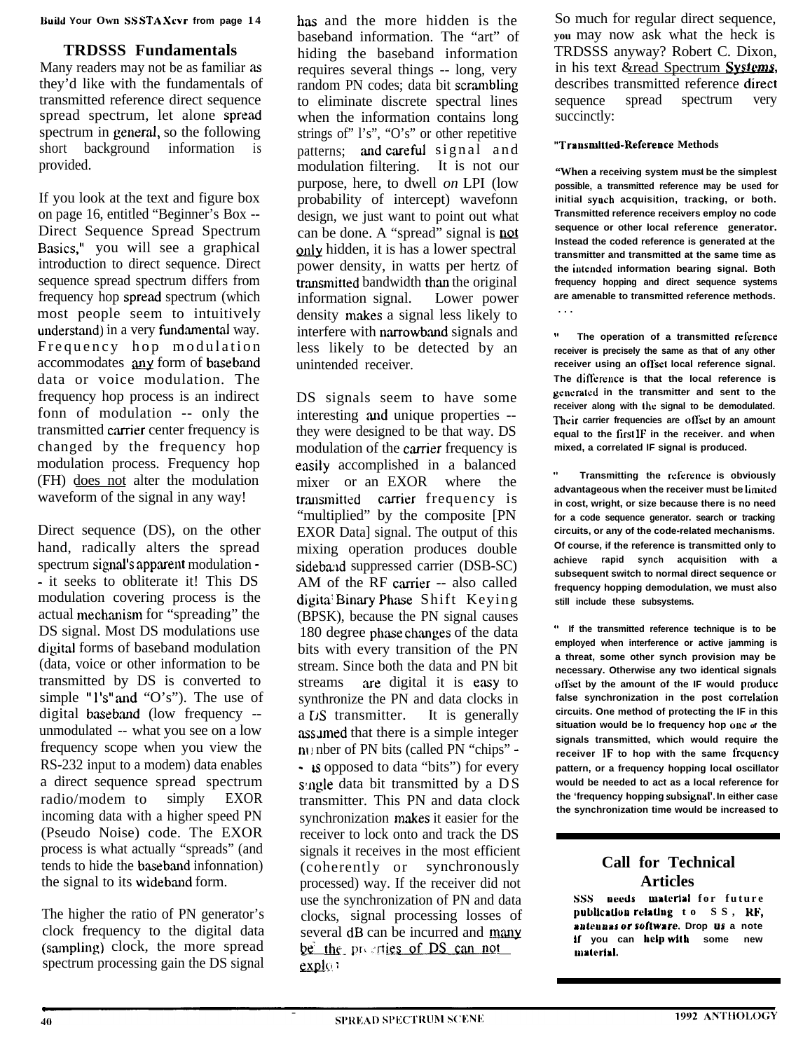Build Your Own SSSTAXcvr from page 14

## TRDSSS Fundamentals

Many readers may not be as familiar as they'd like with the fundamentals of transmitted reference direct sequence spread spectrum, let alone spread spectrum in general, so the following short background information is provided.

If you look at the text and figure box on page 16, entitled "Beginner's Box -- Direct Sequence Spread Spectrum Basics," you will see a graphical introduction to direct sequence. Direct sequence spread spectrum differs from frequency hop spread spectrum (which most people seem to intuitively understand) in a very fundamental way. Frequency hop modulation accommodates any form of baseband data or voice modulation. The frequency hop process is an indirect fonn of modulation -- only the transmitted carrier center frequency is changed by the frequency hop modulation process. Frequency hop (FH) does not alter the modulation waveform of the signal in any way!

Direct sequence (DS), on the other hand, radically alters the spread spectrum signal's apparent modulation -- it seeks to obliterate it! This DS modulation covering process is the actual mechanism for "spreading" the DS signal. Most DS modulations use digital forms of baseband modulation (data, voice or other information to be transmitted by DS is converted to simple "1's" and "O's"). The use of digital baseband (low frequency -- unmodulated -- what you see on a low frequency scope when you view the RS-232 input to a modem) data enables a direct sequence spread spectrum radio/modem to simply EXOR incoming data with a higher speed PN (Pseudo Noise) code. The EXOR process is what actually "spreads" (and tends to hide the baseband infonnation) the signal to its wideband form.

The higher the ratio of PN generator's clock frequency to the digital data (sampling) clock, the more spread spectrum processing gain the DS signal has and the more hidden is the baseband information. The "art" of hiding the baseband information requires several things -- long, very random PN codes; data bit scrambling to eliminate discrete spectral lines when the information contains long strings of" l's", "O's" or other repetitive patterns; and careful signal and modulation filtering. It is not our purpose, here, to dwell *on* LPI (low probability of intercept) wavefonn design, we just want to point out what can be done. A "spread" signal is not only hidden, it is has a lower spectral power density, in watts per hertz of transmitted bandwidth than the original information signal. Lower power density makes a signal less likely to interfere with narrowband signals and less likely to be detected by an unintended receiver.

DS signals seem to have some interesting and unique properties -- they were designed to be that way. DS modulation of the carrier frequency is easily accomplished in a balanced mixer or an EXOR where the transmitted carrier frequency is "multiplied" by the composite [PN EXOR Data] signal. The output of this mixing operation produces double sideband suppressed carrier (DSB-SC) AM of the RF carrier -- also called digital Binary Phase Shift Keying (BPSK), because the PN signal causes 180 degree phase changes of the data bits with every transition of the PN stream. Since both the data and PN bit streams are digital it is easy to synthronize the PN and data clocks in a DS transmitter. It is generally assumed that there is a simple integer number of PN bits (called PN "chips" -- as opposed to data "bits") for every single data bit transmitted by a DS transmitter. This PN and data clock synchronization makes it easier for the receiver to lock onto and track the DS signals it receives in the most efficient (coherently or synchronously processed) way. If the receiver did not use the synchronization of PN and data clocks, signal processing losses of several dB can be incurred and many of the properties of DS can not exploit

So much for regular direct sequence, you may now ask what the heck is TRDSSS anyway? Robert C. Dixon, in his text Spread Spectrum Systems, describes transmitted reference direct sequence spread spectrum very succinctly:

**"Transmitted-Reference Methods**

**"When a receiving system must be the simplest possible, a transmitted reference may be used for initial synch acquisition, tracking, or both. Transmitted reference receivers employ no code sequence or other local reference generator. Instead the coded reference is generated at the transmitter and transmitted at the same time as the intended information bearing signal. Both frequency hopping and direct sequence systems are amenable to transmitted reference methods. . . .**

**" The operation of a transmitted reference receiver is precisely the same as that of any other receiver using an offset local reference signal. The difference is that the local reference is generated in the transmitter and sent to the receiver along with the signal to be demodulated. Their carrier frequencies are offset by an amount equal to the first IF in the receiver. and when mixed, a correlated IF signal is produced.**

**" Transmitting the reference is obviously advantageous when the receiver must be limited in cost, wright, or size because there is no need for a code sequence generator. search or tracking circuits, or any of the code-related mechanisms. Of course, if the reference is transmitted only to achieve rapid synch acquisition with a subsequent switch to normal direct sequence or frequency hopping demodulation, we must also still include these subsystems.**

**" If the transmitted reference technique is to be employed when interference or active jamming is a threat, some other synch provision may be necessary. Otherwise any two identical signals offset by the amount of the IF would produce false synchronization in the post correlation circuits. One method of protecting the IF in this situation would be lo frequency hop one of the signals transmitted, which would require the receiver IF to hop with the same frequency pattern, or a frequency hopping local oscillator would be needed to act as a local reference for the 'frequency hopping subsignal'. In either case the synchronization time would be increased to**

## Call for Technical Articles

**SSS needs material for future publication relating to SS, RF, antennas or software. Drop us a note if you can help with some new material.**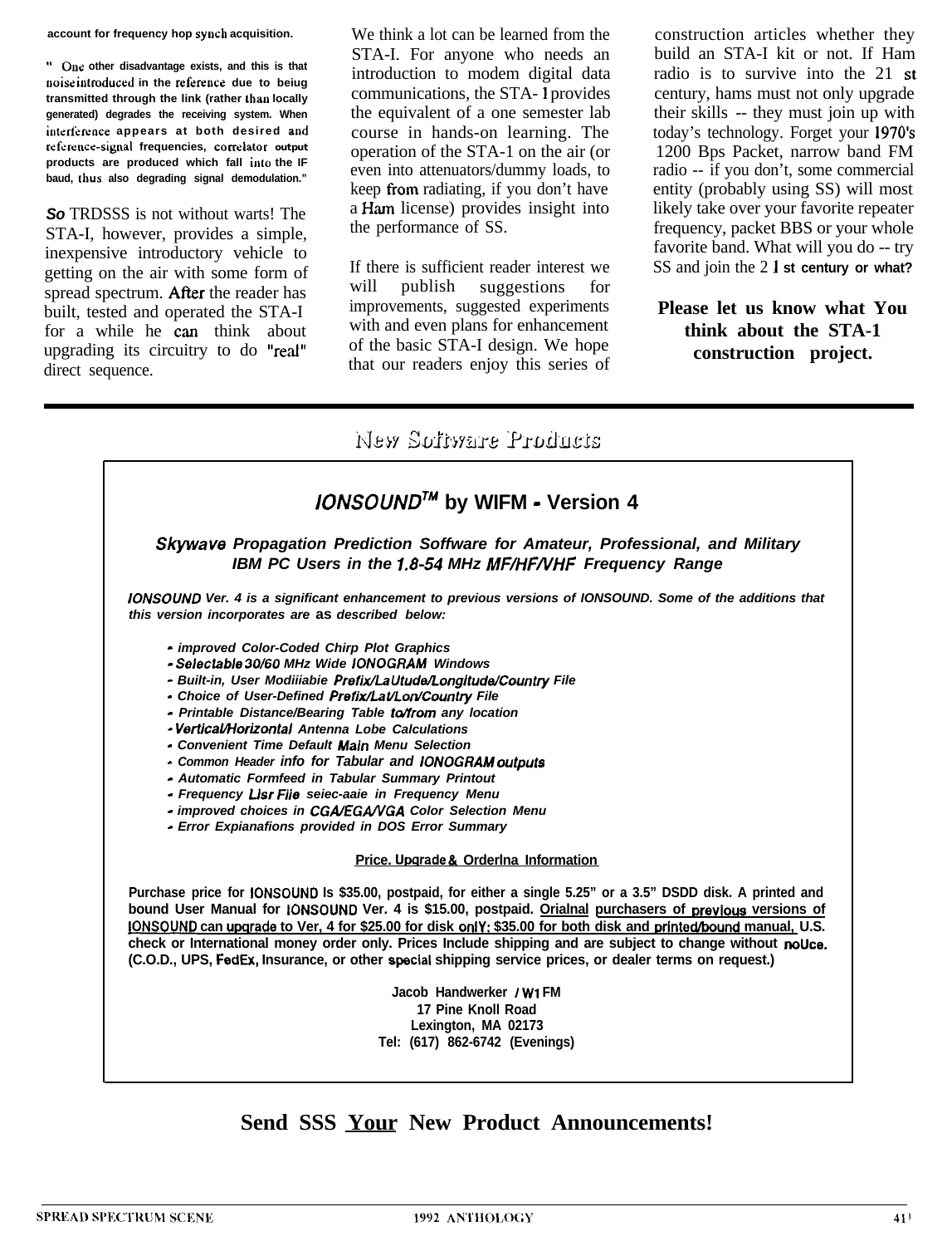account for frequency hop synch acquisition.

" One other disadvantage exists, and this is that noise introduced in the reference due to being transmitted through the link (rather than locally generated) degrades the receiving system. When interference appears at both desired and reference-signal frequencies, correlator output products are produced which fall into the IF baud, thus also degrading signal demodulation."

*So* TRDSSS is not without warts! The STA-I, however, provides a simple, inexpensive introductory vehicle to getting on the air with some form of spread spectrum. After the reader has built, tested and operated the STA-I for a while he can think about upgrading its circuitry to do "real" direct sequence.

We think a lot can be learned from the STA-I. For anyone who needs an introduction to modem digital data communications, the STA-I provides the equivalent of a one semester lab course in hands-on learning. The operation of the STA-1 on the air (or even into attenuators/dummy loads, to keep from radiating, if you don't have a Ham license) provides insight into the performance of SS.

If there is sufficient reader interest we will publish suggestions for improvements, suggested experiments with and even plans for enhancement of the basic STA-I design. We hope that our readers enjoy this series of construction articles whether they build an STA-I kit or not. If Ham radio is to survive into the 21 st century, hams must not only upgrade their skills -- they must join up with today's technology. Forget your 1970's 1200 Bps Packet, narrow band FM radio -- if you don't, some commercial entity (probably using SS) will most likely take over your favorite repeater frequency, packet BBS or your whole favorite band. What will you do -- try SS and join the 21 st century or what?

**Please let us know what You think about the STA-1 construction project.**

---

## New Software Products

### *IONSOUND™* by WIFM - Version 4

***Skywave Propagation Prediction Software for Amateur, Professional, and Military IBM PC Users in the 1.8-54 MHz MF/HF/VHF Frequency Range***

***IONSOUND Ver. 4 is a significant enhancement to previous versions of IONSOUND. Some of the additions that this version incorporates are as described below:***

- *improved Color-Coded Chirp Plot Graphics*
- *Selectable 30/60 MHz Wide IONOGRAM Windows*
- *Built-in, User Modiiiabie Prefix/LaUtude/Longitude/Country File*
- *Choice of User-Defined Prefix/Lat/Lon/Country File*
- *Printable Distance/Bearing Table to/from any location*
- *Vertical/Horizontal Antenna Lobe Calculations*
- *Convenient Time Default Main Menu Selection*
- *Common Header info for Tabular and IONOGRAM outputs*
- *Automatic Formfeed in Tabular Summary Printout*
- *Frequency Lisr File seiec-aaie in Frequency Menu*
- *improved choices in CGA/EGA/VGA Color Selection Menu*
- *Error Expianafions provided in DOS Error Summary*

**Price. Upgrade & Orderlna Information**

**Purchase price for IONSOUND Is $35.00, postpaid, for either a single 5.25" or a 3.5" DSDD disk. A printed and bound User Manual for IONSOUND Ver. 4 is $15.00, postpaid. Orialnal purchasers of previous versions of IONSOUND can upgrade to Ver, 4 for $25.00 for disk only: $35.00 for both disk and printed/bound manual, U.S. check or International money order only. Prices Include shipping and are subject to change without noUce. (C.O.D., UPS, FedEx, Insurance, or other special shipping service prices, or dealer terms on request.)**

**Jacob Handwerker / W1FM**
**17 Pine Knoll Road**
**Lexington, MA 02173**
**Tel: (617) 862-6742 (Evenings)**

**Send SSS Your New Product Announcements!**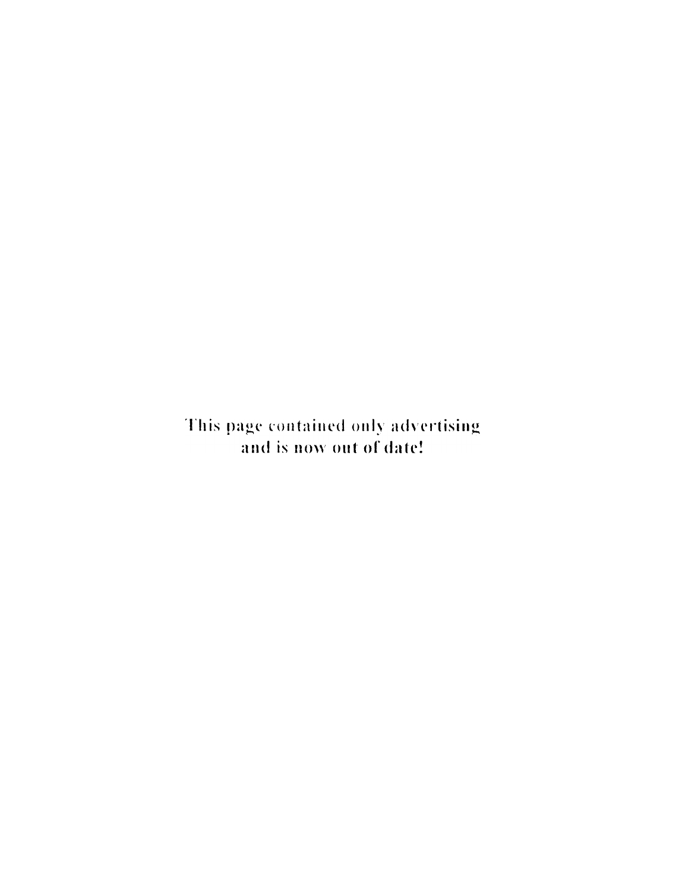This page contained only advertising
and is now out of date!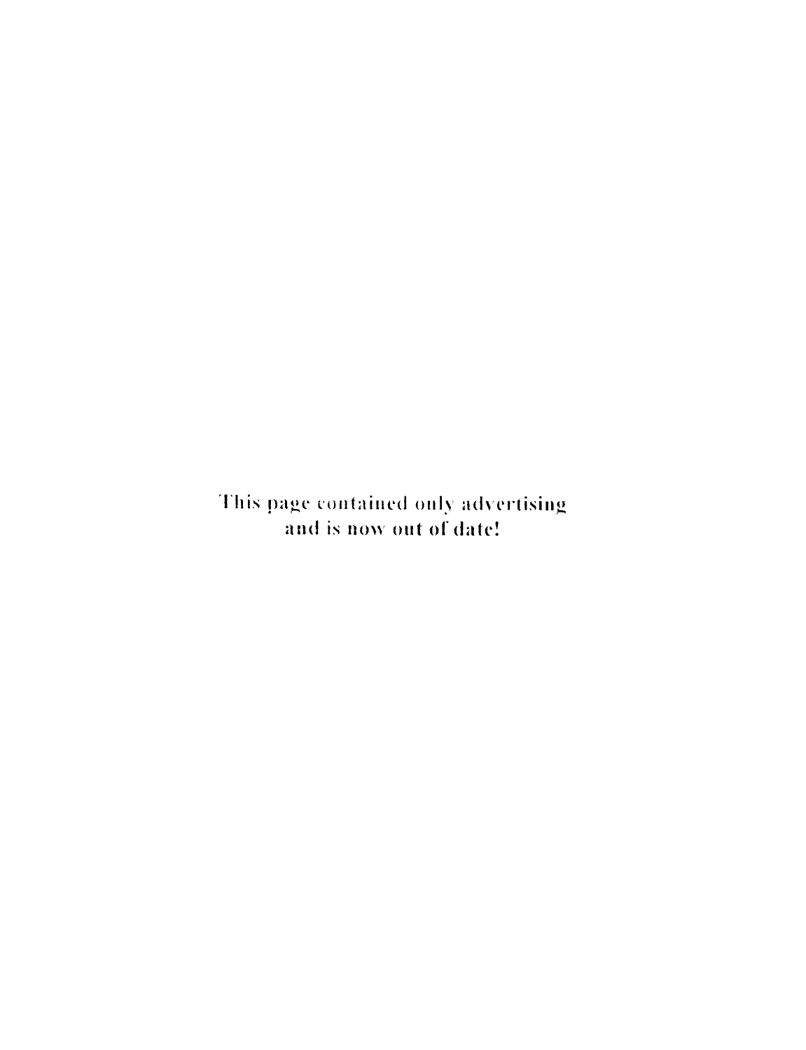This page contained only advertising and is now out of date!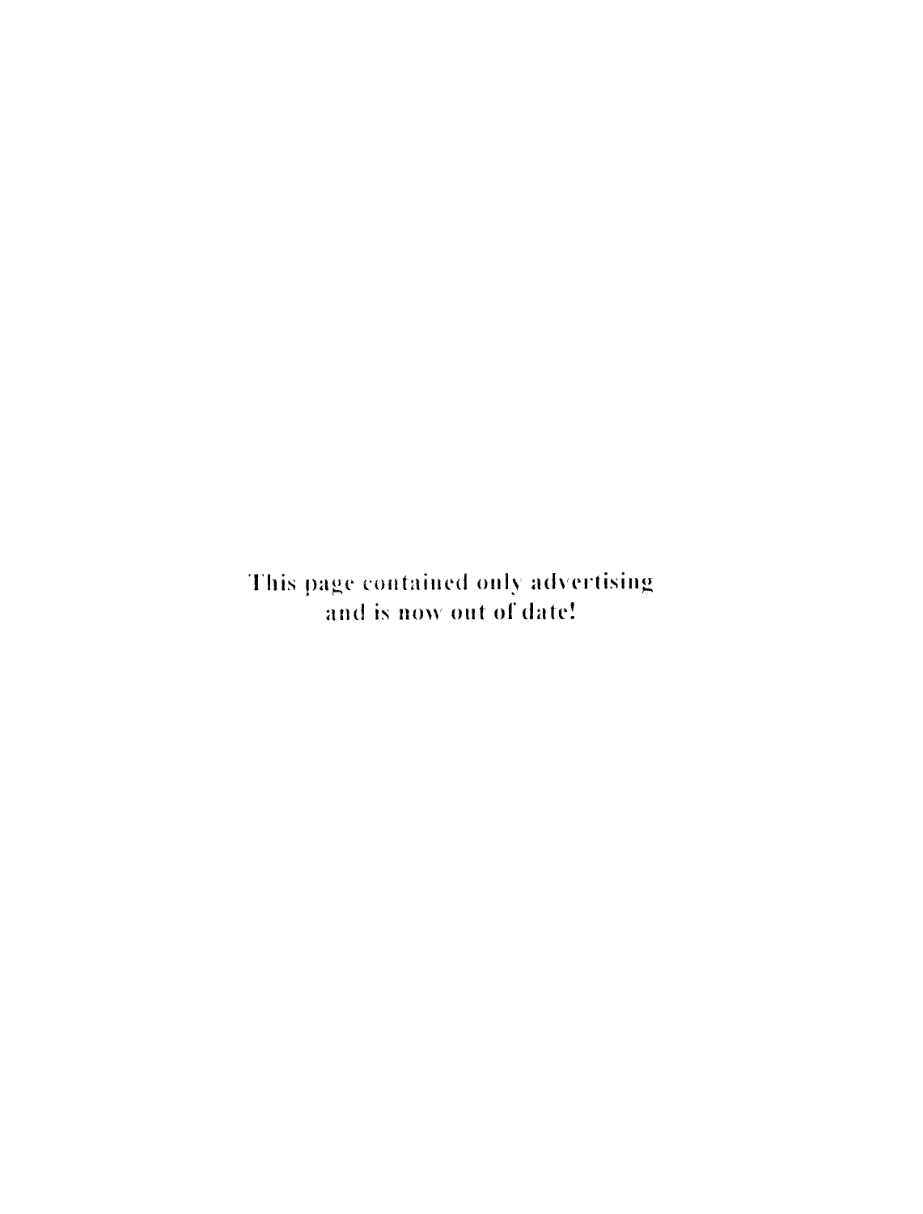This page contained only advertising and is now out of date!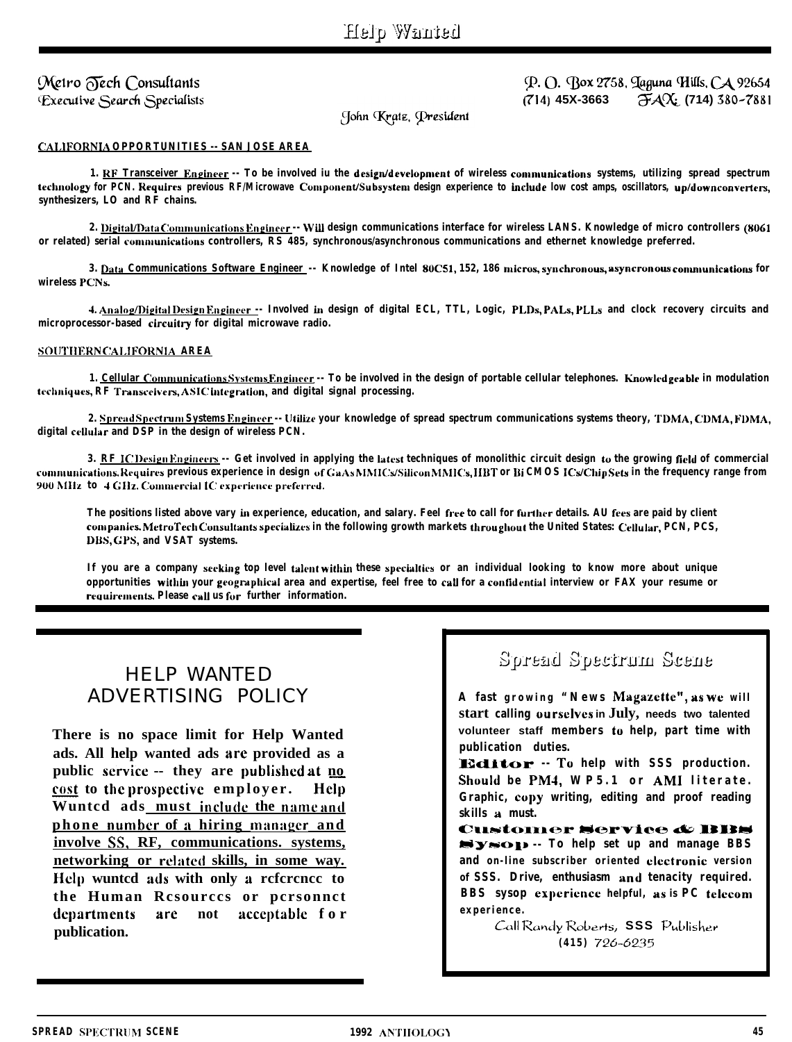# Help Wanted

**Metro Tech Consultants**
*Executive Search Specialists*

P. O. Box 2758, Laguna Hills, CA 92654
(714) 45X-3663 FAX: (714) 380-7881

John Kratz, President

**CALIFORNIA OPPORTUNITIES -- SAN JOSE AREA**

1. **RF Transceiver Engineer** -- To be involved iu the design/development of wireless communications systems, utilizing spread spectrum technology for PCN. Requires previous RF/Microwave Component/Subsystem design experience to include low cost amps, oscillators, up/downconverters, synthesizers, LO and RF chains.

2. **Digital/Data Communications Engineer** -- Will design communications interface for wireless LANS. Knowledge of micro controllers (8061 or related) serial communications controllers, RS 485, synchronous/asynchronous communications and ethernet knowledge preferred.

3. **Data Communications Software Engineer** -- Knowledge of Intel 80C51, 152, 186 micros, synchronous, asyncronous communications for wireless PCNs.

4. **Analog/Digital Design Engineer** -- Involved in design of digital ECL, TTL, Logic, PLDs, PALs, PLLs and clock recovery circuits and microprocessor-based circuitry for digital microwave radio.

**SOUTHERN CALIFORNIA AREA**

1. **Cellular Communications Systems Engineer** -- To be involved in the design of portable cellular telephones. Knowledgeable in modulation techniques, RF Transceivers, ASIC integration, and digital signal processing.

2. **Spread Spectrum Systems Engineer** -- Utilize your knowledge of spread spectrum communications systems theory, TDMA, CDMA, FDMA, digital cellular and DSP in the design of wireless PCN.

3. **RF IC Design Engineers** -- Get involved in applying the latest techniques of monolithic circuit design to the growing field of commercial communications. Requires previous experience in design of GaAs MMICs/Silicon MMICs, HBT or Bi CMOS ICs/Chip Sets in the frequency range from 900 MHz to 4 GHz. Commercial IC experience preferred.

The positions listed above vary in experience, education, and salary. Feel free to call for further details. AU fees are paid by client companies. MetroTech Consultants specializes in the following growth markets throughout the United States: Cellular, PCN, PCS, DBS, GPS, and VSAT systems.

If you are a company seeking top level talent within these specialties or an individual looking to know more about unique opportunities within your geographical area and expertise, feel free to call for a confidential interview or FAX your resume or requirements. Please call us for further information.

## HELP WANTED ADVERTISING POLICY

**There is no space limit for Help Wanted ads. All help wanted ads are provided as a public service -- they are published at no cost to the prospective employer. Help Wunted ads must include the name and phone number of a hiring manager and involve SS, RF, communications. systems, networking or related skills, in some way. Help wunted ads with only a reference to the Human Resources or personnel departments are not acceptable for publication.**

## Spread Spectrum Scene

A fast growing "News Magazette", as we will start calling ourselves in July, needs two talented volunteer staff members to help, part time with publication duties.

**Editor** -- To help with SSS production. Should be PM4, WP5.1 or AMI literate. Graphic, copy writing, editing and proof reading skills a must.

**Customer Service & BBS Sysop** -- To help set up and manage BBS and on-line subscriber oriented electronic version of SSS. Drive, enthusiasm and tenacity required. BBS sysop experience helpful, as is PC telecom experience.

Call Randy Roberts, SSS Publisher
(415) 726-6235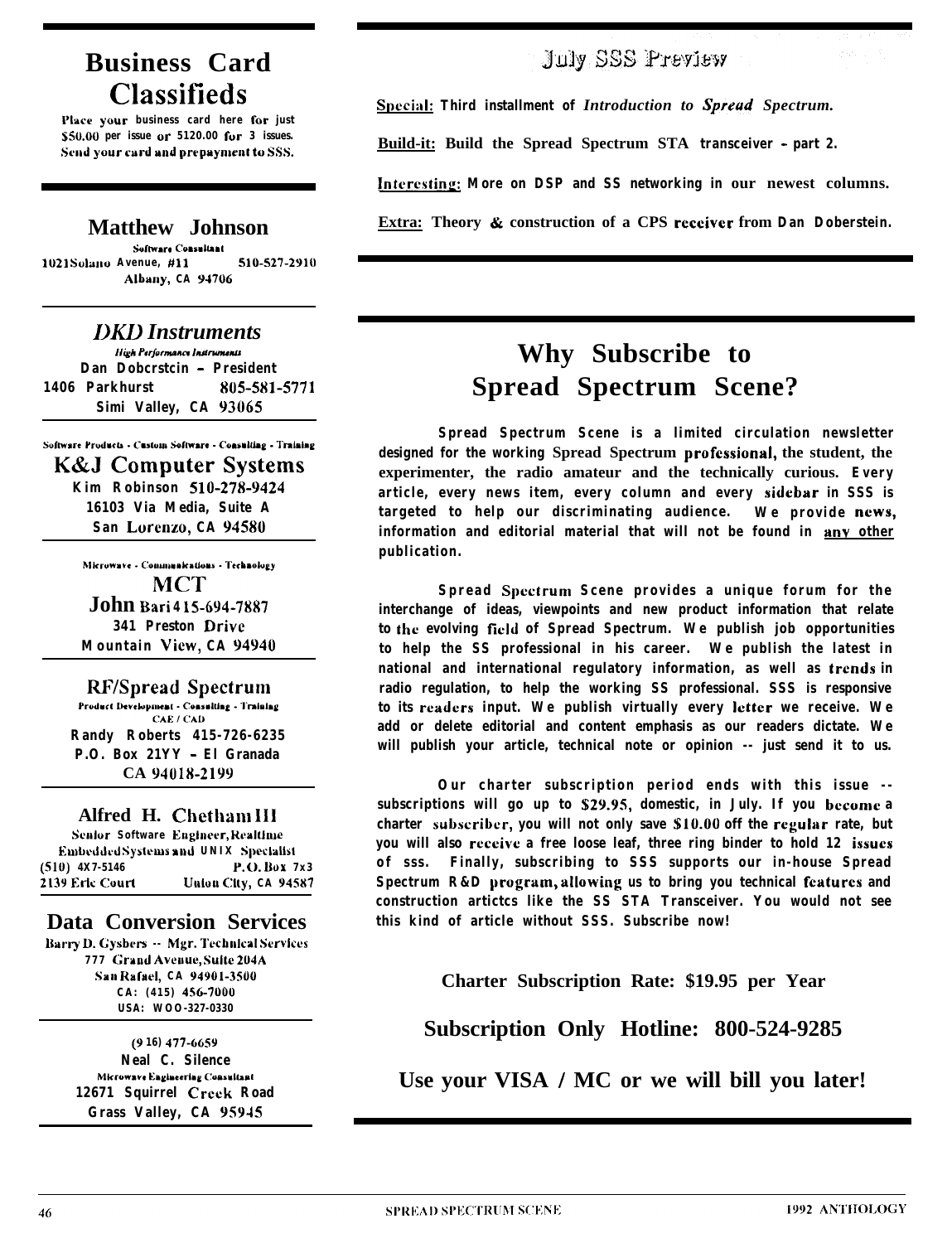# Business Card Classifieds

Place your business card here for just $50.00 per issue or $120.00 for 3 issues. Send your card and prepayment to SSS.

---

## Matthew Johnson

Software Consultant
1021 Solano Avenue, #11 510-527-2910
Albany, CA 94706

---

## *DKD Instruments*

*High Performance Instruments*
Dan Doberstein – President
1406 Parkhurst 805-581-5771
Simi Valley, CA 93065

---

Software Products - Custom Software - Consulting - Training

## K&J Computer Systems

Kim Robinson 510-278-9424
16103 Via Media, Suite A
San Lorenzo, CA 94580

---

Microwave - Communications - Technology

## MCT

John Bari 415-694-7887
341 Preston Drive
Mountain View, CA 94940

---

## RF/Spread Spectrum

Product Development - Consulting - Training
CAE / CAD
Randy Roberts 415-726-6235
P.O. Box 21YY – El Granada
CA 94018-2199

---

## Alfred H. Chetham III

Senior Software Engineer, Realtime
Embedded Systems and UNIX Specialist
(510) 4X7-5146 P.O. Box 7x3
2139 Erie Court Union City, CA 94587

---

## Data Conversion Services

Barry D. Gysbers -- Mgr. Technical Services
777 Grand Avenue, Suite 204A
San Rafael, CA 94901-3500
CA: (415) 456-7000
USA: WOO-327-0330

---

(916) 477-6659
Neal C. Silence
Microwave Engineering Consultant
12671 Squirrel Creek Road
Grass Valley, CA 95945

---

# July SSS Preview

**Special:** Third installment of *Introduction to Spread Spectrum.*

**Build-it:** Build the Spread Spectrum STA transceiver – part 2.

**Interesting:** More on DSP and SS networking in our newest columns.

**Extra:** Theory & construction of a CPS receiver from Dan Doberstein.

---

# Why Subscribe to Spread Spectrum Scene?

Spread Spectrum Scene is a limited circulation newsletter designed for the working Spread Spectrum professional, the student, the experimenter, the radio amateur and the technically curious. Every article, every news item, every column and every sidebar in SSS is targeted to help our discriminating audience. We provide news, information and editorial material that will not be found in any other publication.

Spread Spectrum Scene provides a unique forum for the interchange of ideas, viewpoints and new product information that relate to the evolving field of Spread Spectrum. We publish job opportunities to help the SS professional in his career. We publish the latest in national and international regulatory information, as well as trends in radio regulation, to help the working SS professional. SSS is responsive to its readers input. We publish virtually every letter we receive. We add or delete editorial and content emphasis as our readers dictate. We will publish your article, technical note or opinion -- just send it to us.

Our charter subscription period ends with this issue -- subscriptions will go up to $29.95, domestic, in July. If you become a charter subscriber, you will not only save $10.00 off the regular rate, but you will also receive a free loose leaf, three ring binder to hold 12 issues of sss. Finally, subscribing to SSS supports our in-house Spread Spectrum R&D program, allowing us to bring you technical features and construction articles like the SS STA Transceiver. You would not see this kind of article without SSS. Subscribe now!

**Charter Subscription Rate: $19.95 per Year**

**Subscription Only Hotline: 800-524-9285**

**Use your VISA / MC or we will bill you later!**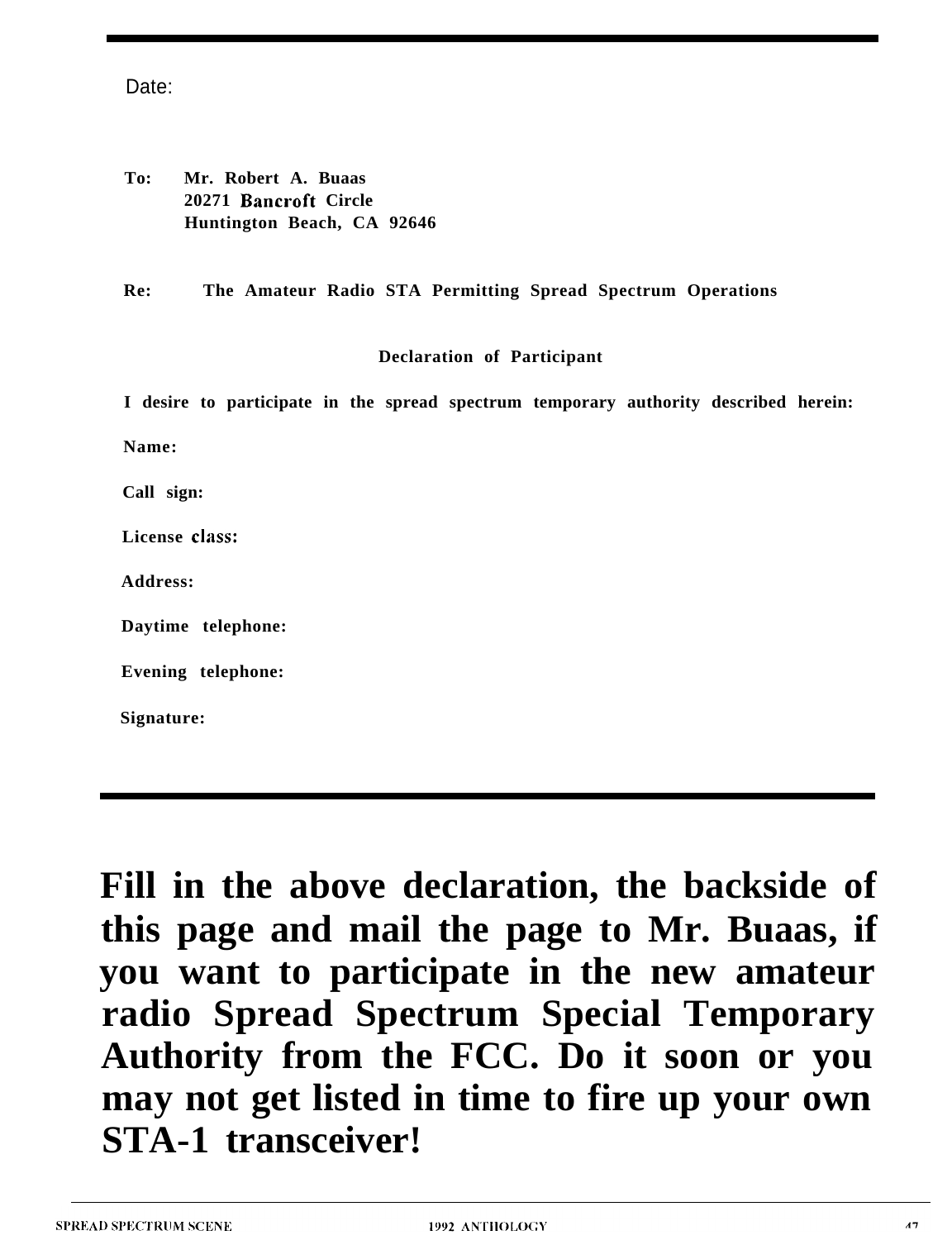Date:

**To:** **Mr. Robert A. Buaas**
**20271 Bancroft Circle**
**Huntington Beach, CA 92646**

**Re:** **The Amateur Radio STA Permitting Spread Spectrum Operations**

**Declaration of Participant**

**I desire to participate in the spread spectrum temporary authority described herein:**

**Name:**

**Call sign:**

**License class:**

**Address:**

**Daytime telephone:**

**Evening telephone:**

**Signature:**

---

# Fill in the above declaration, the backside of this page and mail the page to Mr. Buaas, if you want to participate in the new amateur radio Spread Spectrum Special Temporary Authority from the FCC. Do it soon or you may not get listed in time to fire up your own STA-1 transceiver!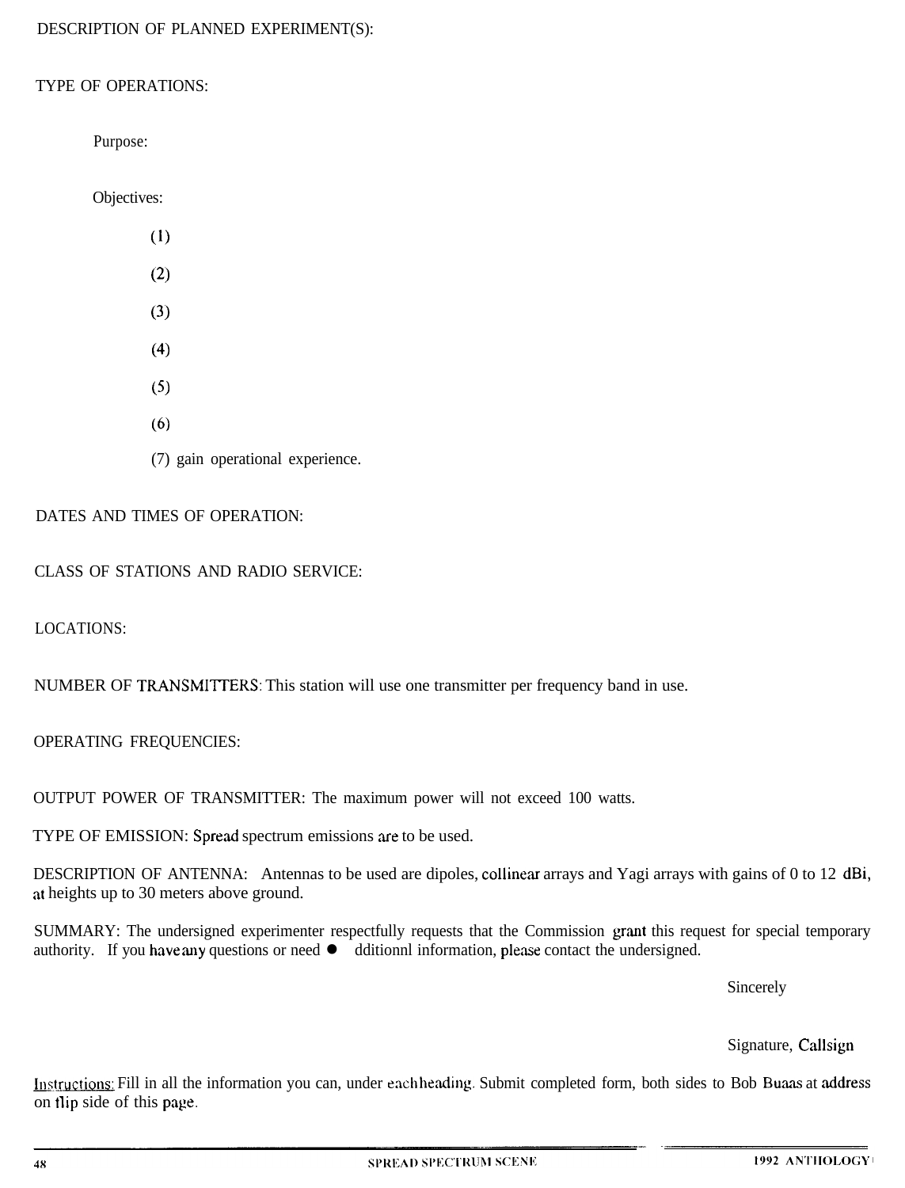DESCRIPTION OF PLANNED EXPERIMENT(S):

TYPE OF OPERATIONS:

Purpose:

Objectives:

(1)

(2)

(3)

(4)

(5)

(6)

(7) gain operational experience.

DATES AND TIMES OF OPERATION:

CLASS OF STATIONS AND RADIO SERVICE:

LOCATIONS:

NUMBER OF TRANSMITTERS: This station will use one transmitter per frequency band in use.

OPERATING FREQUENCIES:

OUTPUT POWER OF TRANSMITTER: The maximum power will not exceed 100 watts.

TYPE OF EMISSION: Spread spectrum emissions are to be used.

DESCRIPTION OF ANTENNA: Antennas to be used are dipoles, collinear arrays and Yagi arrays with gains of 0 to 12 dBi, at heights up to 30 meters above ground.

SUMMARY: The undersigned experimenter respectfully requests that the Commission grant this request for special temporary authority. If you have any questions or need ● dditionnl information, please contact the undersigned.

Sincerely

Signature, Callsign

Instructions: Fill in all the information you can, under each heading. Submit completed form, both sides to Bob Buaas at address on flip side of this page.